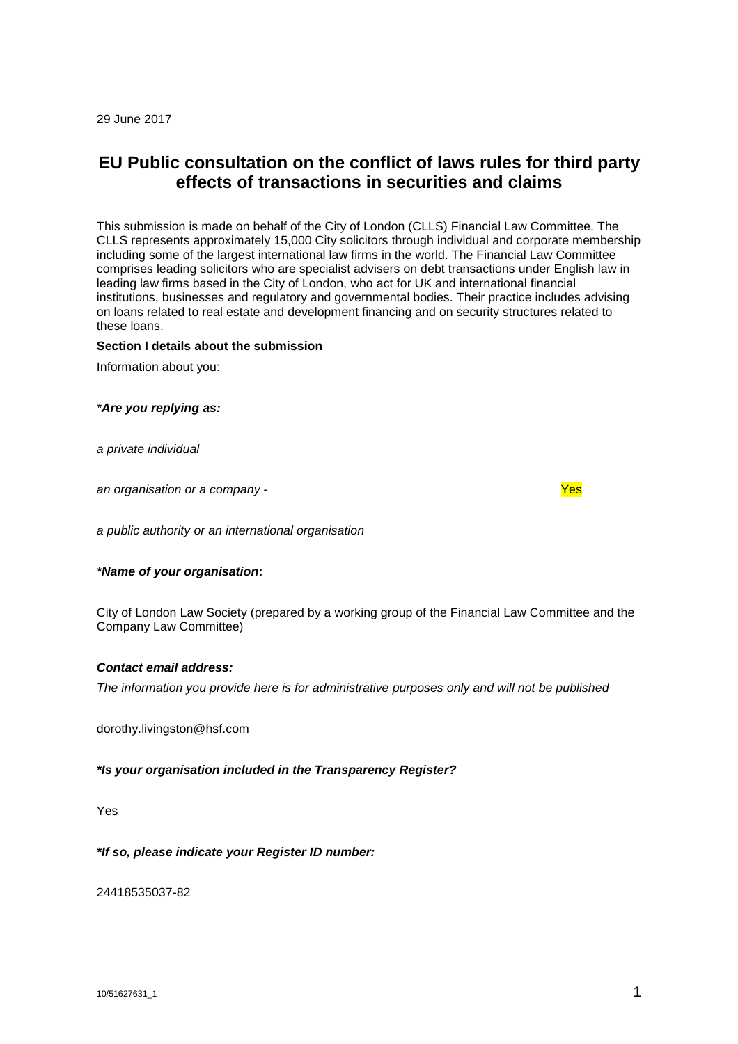29 June 2017

# EU Public consultation on the conflict of laws rules for third party effects of transactions in securities and claims

This submission is made on behalf of the City of London (CLLS) Financial Law Committee. The CLLS represents approximately 15,000 City solicitors through individual and corporate membership including some of the largest international law firms in the world. The Financial Law Committee comprises leading solicitors who are specialist advisers on debt transactions under English law in leading law firms based in the City of London, who act for UK and international financial institutions, businesses and regulatory and governmental bodies. Their practice includes advising on loans related to real estate and development financing and on security structures related to these loans.

**Section I details about the submission**

Information about you:

*\*Are you replying as:*

*a private individual*

*an organisation or a company -* Yes

*a public authority or an international organisation*

***\*Name of your organisation*:**

City of London Law Society (prepared by a working group of the Financial Law Committee and the Company Law Committee)

***Contact email address:***

*The information you provide here is for administrative purposes only and will not be published*

dorothy.livingston@hsf.com

***\*Is your organisation included in the Transparency Register?***

Yes

***\*If so, please indicate your Register ID number:***

24418535037-82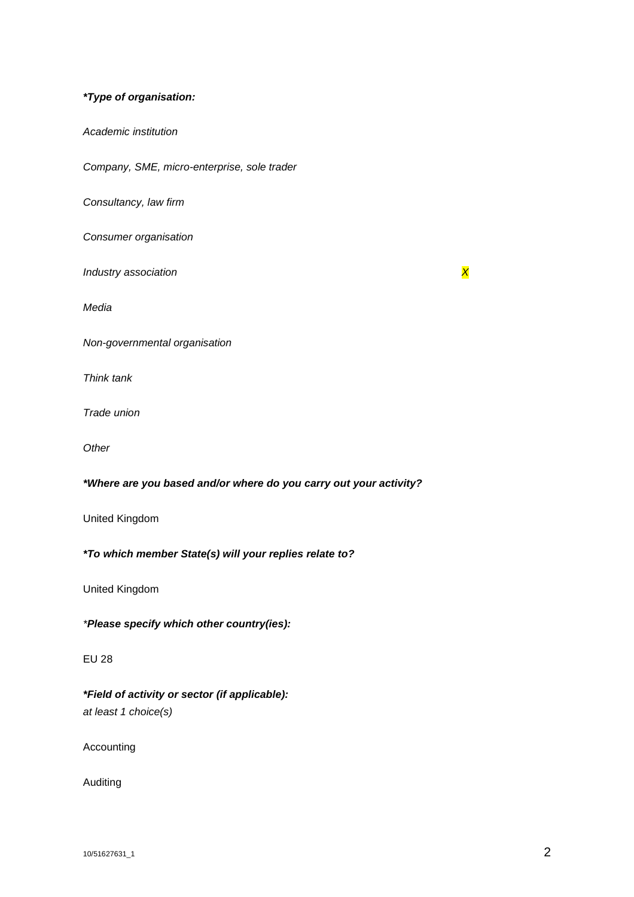***Type of organisation:***

*Academic institution*

*Company, SME, micro-enterprise, sole trader*

*Consultancy, law firm*

*Consumer organisation*

*Industry association* *X*

*Media*

*Non-governmental organisation*

*Think tank*

*Trade union*

*Other*

***Where are you based and/or where do you carry out your activity?***

United Kingdom

***To which member State(s) will your replies relate to?***

United Kingdom

**Please specify which other country(ies):**

EU 28

***Field of activity or sector (if applicable):***
*at least 1 choice(s)*

Accounting

Auditing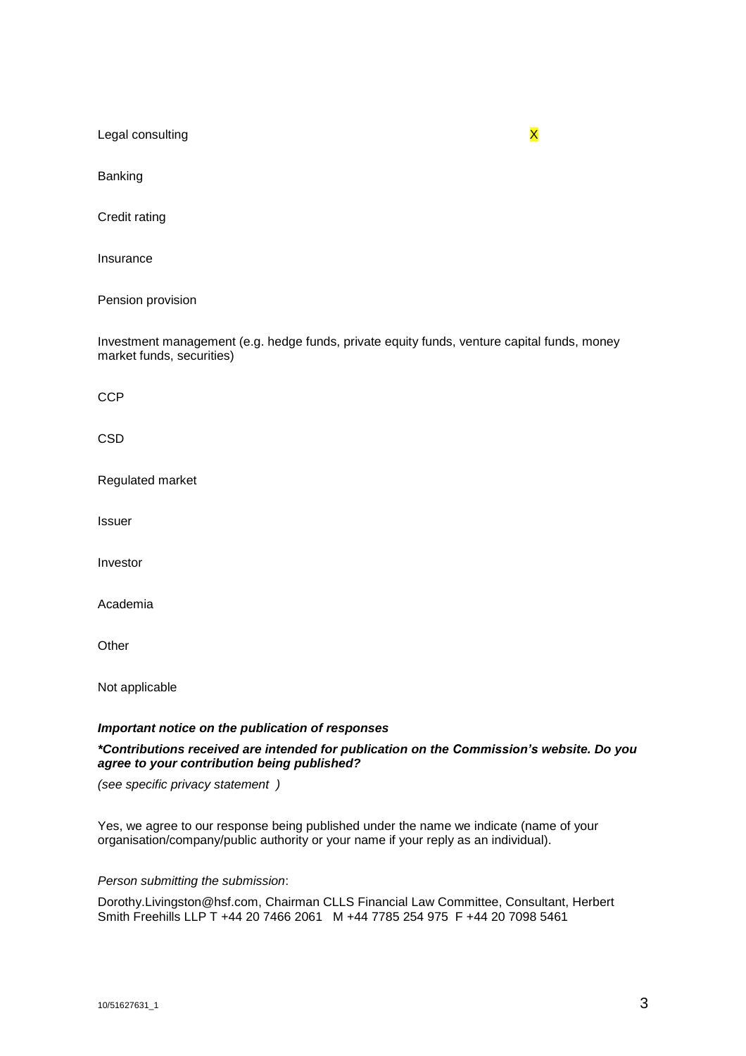Legal consulting X

Banking

Credit rating

Insurance

Pension provision

Investment management (e.g. hedge funds, private equity funds, venture capital funds, money market funds, securities)

CCP

CSD

Regulated market

Issuer

Investor

Academia

Other

Not applicable

***Important notice on the publication of responses***

***\*Contributions received are intended for publication on the Commission's website. Do you agree to your contribution being published?***

*(see specific privacy statement )*

Yes, we agree to our response being published under the name we indicate (name of your organisation/company/public authority or your name if your reply as an individual).

*Person submitting the submission*:

Dorothy.Livingston@hsf.com, Chairman CLLS Financial Law Committee, Consultant, Herbert Smith Freehills LLP T +44 20 7466 2061 M +44 7785 254 975 F +44 20 7098 5461

10/51627631_1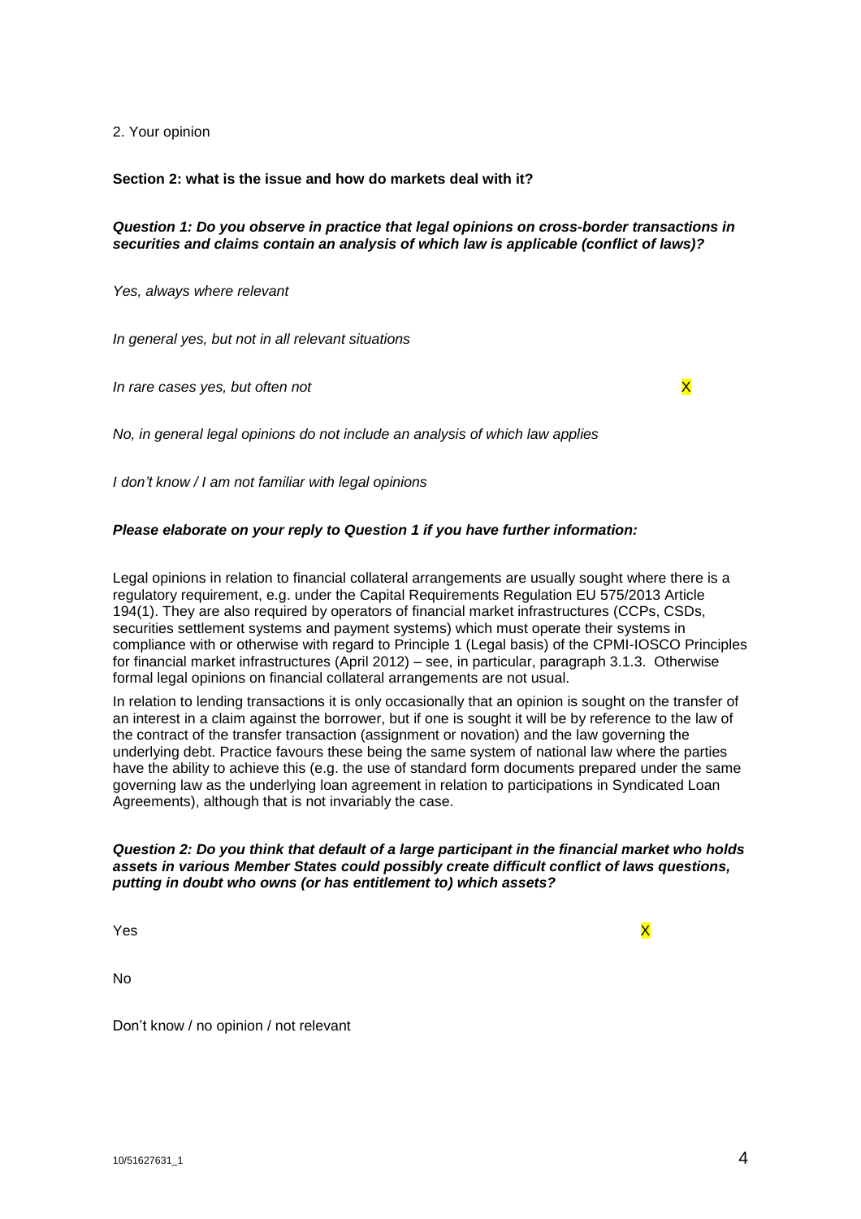2. Your opinion

**Section 2: what is the issue and how do markets deal with it?**

***Question 1: Do you observe in practice that legal opinions on cross-border transactions in securities and claims contain an analysis of which law is applicable (conflict of laws)?***

*Yes, always where relevant*

*In general yes, but not in all relevant situations*

*In rare cases yes, but often not* X

*No, in general legal opinions do not include an analysis of which law applies*

*I don't know / I am not familiar with legal opinions*

***Please elaborate on your reply to Question 1 if you have further information:***

Legal opinions in relation to financial collateral arrangements are usually sought where there is a regulatory requirement, e.g. under the Capital Requirements Regulation EU 575/2013 Article 194(1). They are also required by operators of financial market infrastructures (CCPs, CSDs, securities settlement systems and payment systems) which must operate their systems in compliance with or otherwise with regard to Principle 1 (Legal basis) of the CPMI-IOSCO Principles for financial market infrastructures (April 2012) – see, in particular, paragraph 3.1.3. Otherwise formal legal opinions on financial collateral arrangements are not usual.

In relation to lending transactions it is only occasionally that an opinion is sought on the transfer of an interest in a claim against the borrower, but if one is sought it will be by reference to the law of the contract of the transfer transaction (assignment or novation) and the law governing the underlying debt. Practice favours these being the same system of national law where the parties have the ability to achieve this (e.g. the use of standard form documents prepared under the same governing law as the underlying loan agreement in relation to participations in Syndicated Loan Agreements), although that is not invariably the case.

***Question 2: Do you think that default of a large participant in the financial market who holds assets in various Member States could possibly create difficult conflict of laws questions, putting in doubt who owns (or has entitlement to) which assets?***

Yes X

No

Don't know / no opinion / not relevant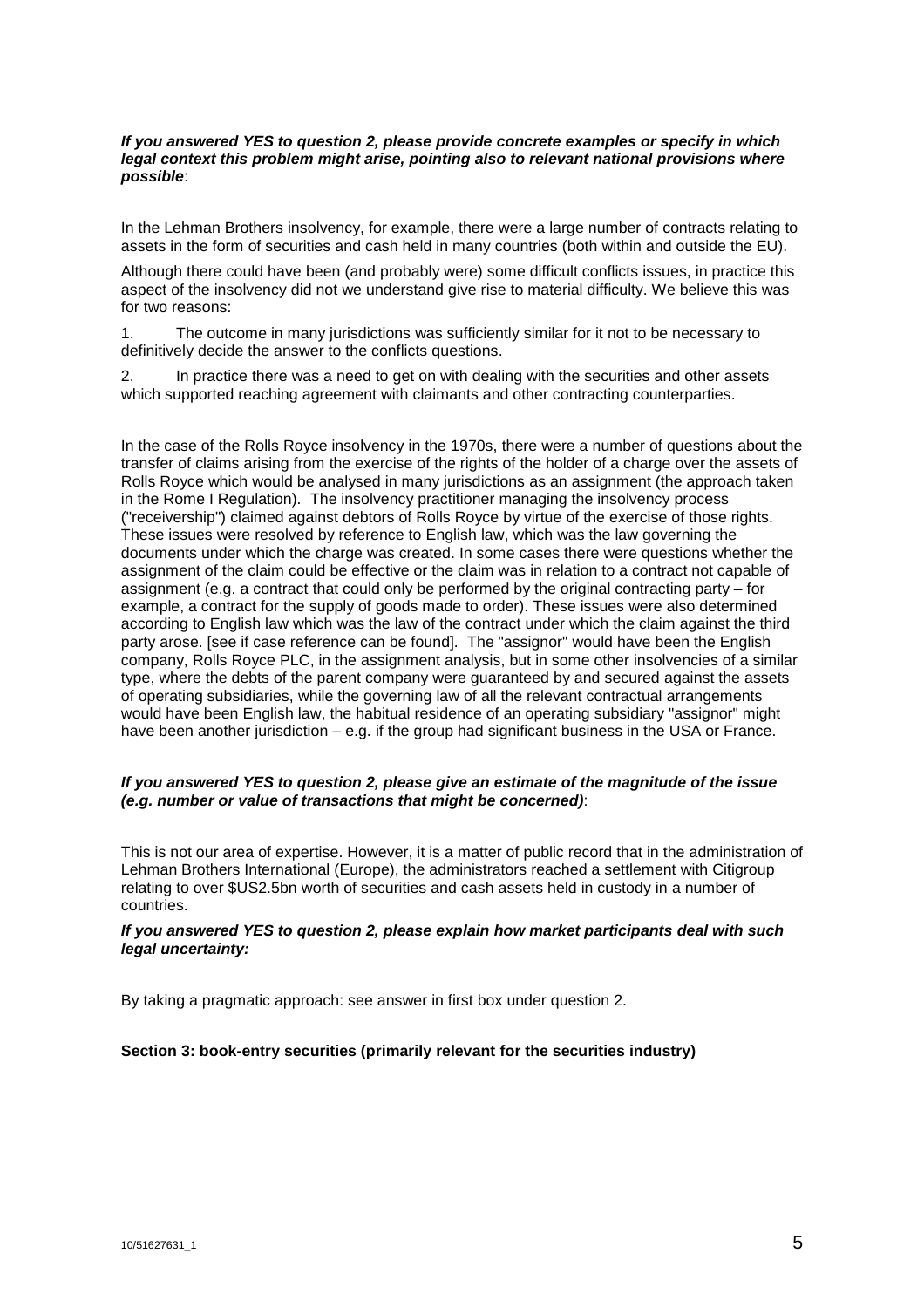***If you answered YES to question 2, please provide concrete examples or specify in which legal context this problem might arise, pointing also to relevant national provisions where possible***:

In the Lehman Brothers insolvency, for example, there were a large number of contracts relating to assets in the form of securities and cash held in many countries (both within and outside the EU).

Although there could have been (and probably were) some difficult conflicts issues, in practice this aspect of the insolvency did not we understand give rise to material difficulty. We believe this was for two reasons:

1. The outcome in many jurisdictions was sufficiently similar for it not to be necessary to definitively decide the answer to the conflicts questions.

2. In practice there was a need to get on with dealing with the securities and other assets which supported reaching agreement with claimants and other contracting counterparties.

In the case of the Rolls Royce insolvency in the 1970s, there were a number of questions about the transfer of claims arising from the exercise of the rights of the holder of a charge over the assets of Rolls Royce which would be analysed in many jurisdictions as an assignment (the approach taken in the Rome I Regulation). The insolvency practitioner managing the insolvency process ("receivership") claimed against debtors of Rolls Royce by virtue of the exercise of those rights. These issues were resolved by reference to English law, which was the law governing the documents under which the charge was created. In some cases there were questions whether the assignment of the claim could be effective or the claim was in relation to a contract not capable of assignment (e.g. a contract that could only be performed by the original contracting party – for example, a contract for the supply of goods made to order). These issues were also determined according to English law which was the law of the contract under which the claim against the third party arose. [see if case reference can be found]. The "assignor" would have been the English company, Rolls Royce PLC, in the assignment analysis, but in some other insolvencies of a similar type, where the debts of the parent company were guaranteed by and secured against the assets of operating subsidiaries, while the governing law of all the relevant contractual arrangements would have been English law, the habitual residence of an operating subsidiary "assignor" might have been another jurisdiction – e.g. if the group had significant business in the USA or France.

***If you answered YES to question 2, please give an estimate of the magnitude of the issue (e.g. number or value of transactions that might be concerned)***:

This is not our area of expertise. However, it is a matter of public record that in the administration of Lehman Brothers International (Europe), the administrators reached a settlement with Citigroup relating to over $US2.5bn worth of securities and cash assets held in custody in a number of countries.

***If you answered YES to question 2, please explain how market participants deal with such legal uncertainty:***

By taking a pragmatic approach: see answer in first box under question 2.

**Section 3: book-entry securities (primarily relevant for the securities industry)**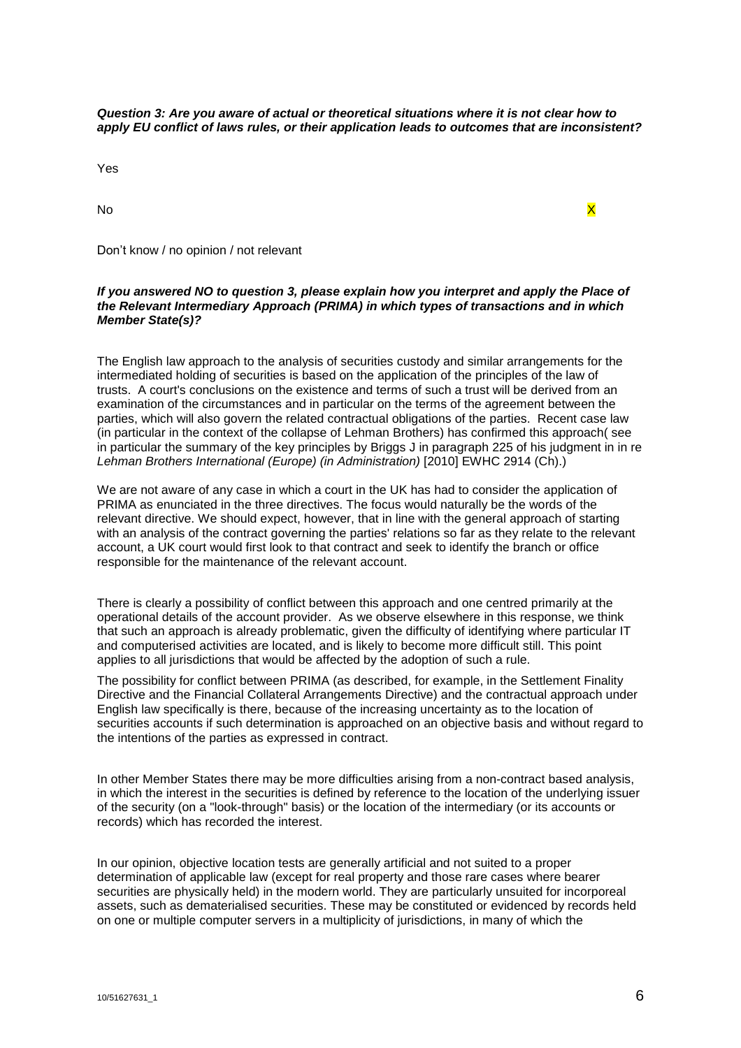***Question 3: Are you aware of actual or theoretical situations where it is not clear how to apply EU conflict of laws rules, or their application leads to outcomes that are inconsistent?***

| | |
|---|---|
| Yes | |
| No | X |
| Don't know / no opinion / not relevant | |

***If you answered NO to question 3, please explain how you interpret and apply the Place of the Relevant Intermediary Approach (PRIMA) in which types of transactions and in which Member State(s)?***

The English law approach to the analysis of securities custody and similar arrangements for the intermediated holding of securities is based on the application of the principles of the law of trusts. A court's conclusions on the existence and terms of such a trust will be derived from an examination of the circumstances and in particular on the terms of the agreement between the parties, which will also govern the related contractual obligations of the parties. Recent case law (in particular in the context of the collapse of Lehman Brothers) has confirmed this approach( see in particular the summary of the key principles by Briggs J in paragraph 225 of his judgment in in re *Lehman Brothers International (Europe) (in Administration)* [2010] EWHC 2914 (Ch).)

We are not aware of any case in which a court in the UK has had to consider the application of PRIMA as enunciated in the three directives. The focus would naturally be the words of the relevant directive. We should expect, however, that in line with the general approach of starting with an analysis of the contract governing the parties' relations so far as they relate to the relevant account, a UK court would first look to that contract and seek to identify the branch or office responsible for the maintenance of the relevant account.

There is clearly a possibility of conflict between this approach and one centred primarily at the operational details of the account provider. As we observe elsewhere in this response, we think that such an approach is already problematic, given the difficulty of identifying where particular IT and computerised activities are located, and is likely to become more difficult still. This point applies to all jurisdictions that would be affected by the adoption of such a rule.

The possibility for conflict between PRIMA (as described, for example, in the Settlement Finality Directive and the Financial Collateral Arrangements Directive) and the contractual approach under English law specifically is there, because of the increasing uncertainty as to the location of securities accounts if such determination is approached on an objective basis and without regard to the intentions of the parties as expressed in contract.

In other Member States there may be more difficulties arising from a non-contract based analysis, in which the interest in the securities is defined by reference to the location of the underlying issuer of the security (on a "look-through" basis) or the location of the intermediary (or its accounts or records) which has recorded the interest.

In our opinion, objective location tests are generally artificial and not suited to a proper determination of applicable law (except for real property and those rare cases where bearer securities are physically held) in the modern world. They are particularly unsuited for incorporeal assets, such as dematerialised securities. These may be constituted or evidenced by records held on one or multiple computer servers in a multiplicity of jurisdictions, in many of which the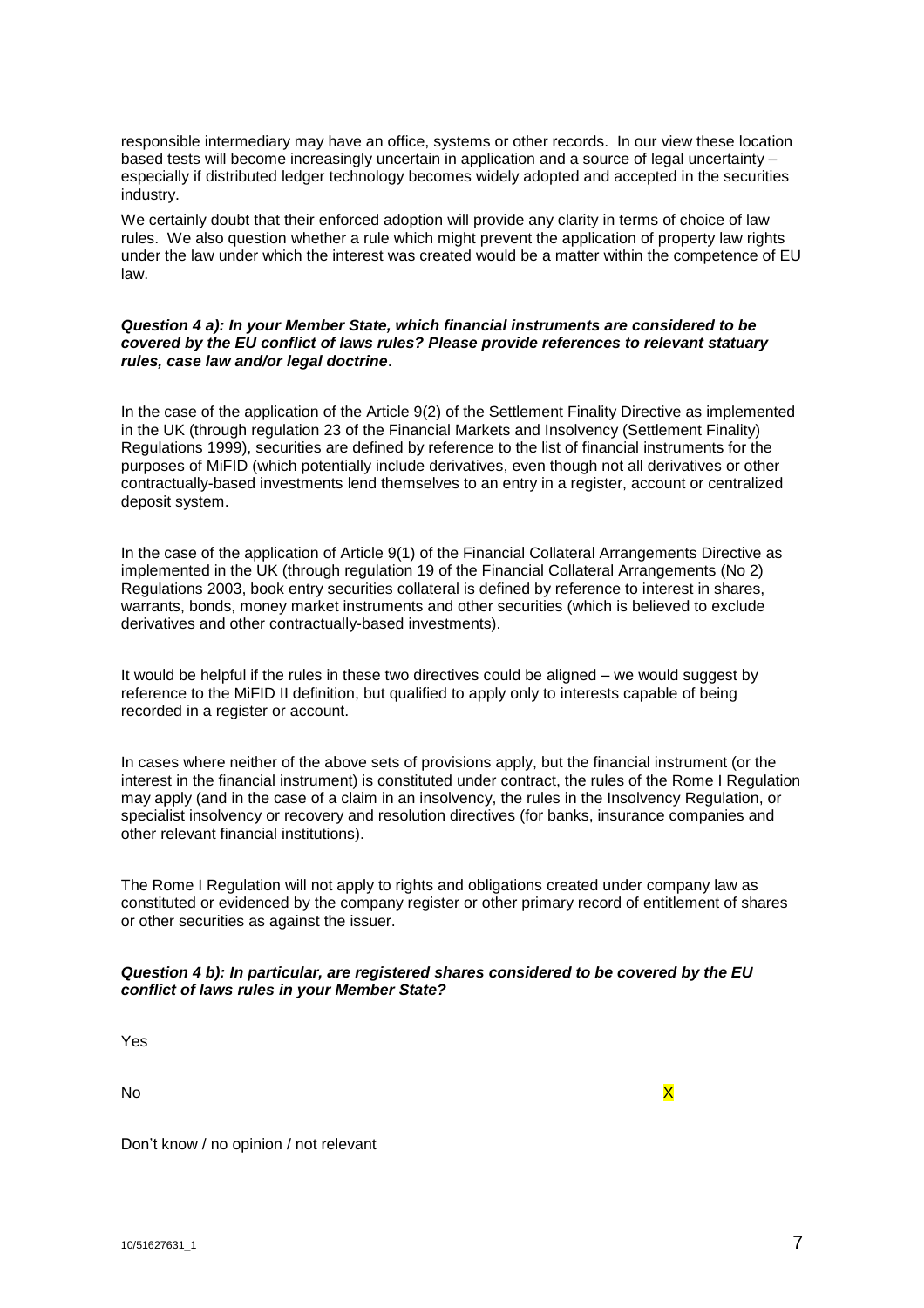responsible intermediary may have an office, systems or other records. In our view these location based tests will become increasingly uncertain in application and a source of legal uncertainty – especially if distributed ledger technology becomes widely adopted and accepted in the securities industry.

We certainly doubt that their enforced adoption will provide any clarity in terms of choice of law rules. We also question whether a rule which might prevent the application of property law rights under the law under which the interest was created would be a matter within the competence of EU law.

***Question 4 a): In your Member State, which financial instruments are considered to be covered by the EU conflict of laws rules? Please provide references to relevant statuary rules, case law and/or legal doctrine*.**

In the case of the application of the Article 9(2) of the Settlement Finality Directive as implemented in the UK (through regulation 23 of the Financial Markets and Insolvency (Settlement Finality) Regulations 1999), securities are defined by reference to the list of financial instruments for the purposes of MiFID (which potentially include derivatives, even though not all derivatives or other contractually-based investments lend themselves to an entry in a register, account or centralized deposit system.

In the case of the application of Article 9(1) of the Financial Collateral Arrangements Directive as implemented in the UK (through regulation 19 of the Financial Collateral Arrangements (No 2) Regulations 2003, book entry securities collateral is defined by reference to interest in shares, warrants, bonds, money market instruments and other securities (which is believed to exclude derivatives and other contractually-based investments).

It would be helpful if the rules in these two directives could be aligned – we would suggest by reference to the MiFID II definition, but qualified to apply only to interests capable of being recorded in a register or account.

In cases where neither of the above sets of provisions apply, but the financial instrument (or the interest in the financial instrument) is constituted under contract, the rules of the Rome I Regulation may apply (and in the case of a claim in an insolvency, the rules in the Insolvency Regulation, or specialist insolvency or recovery and resolution directives (for banks, insurance companies and other relevant financial institutions).

The Rome I Regulation will not apply to rights and obligations created under company law as constituted or evidenced by the company register or other primary record of entitlement of shares or other securities as against the issuer.

***Question 4 b): In particular, are registered shares considered to be covered by the EU conflict of laws rules in your Member State?***

Yes

No X

Don't know / no opinion / not relevant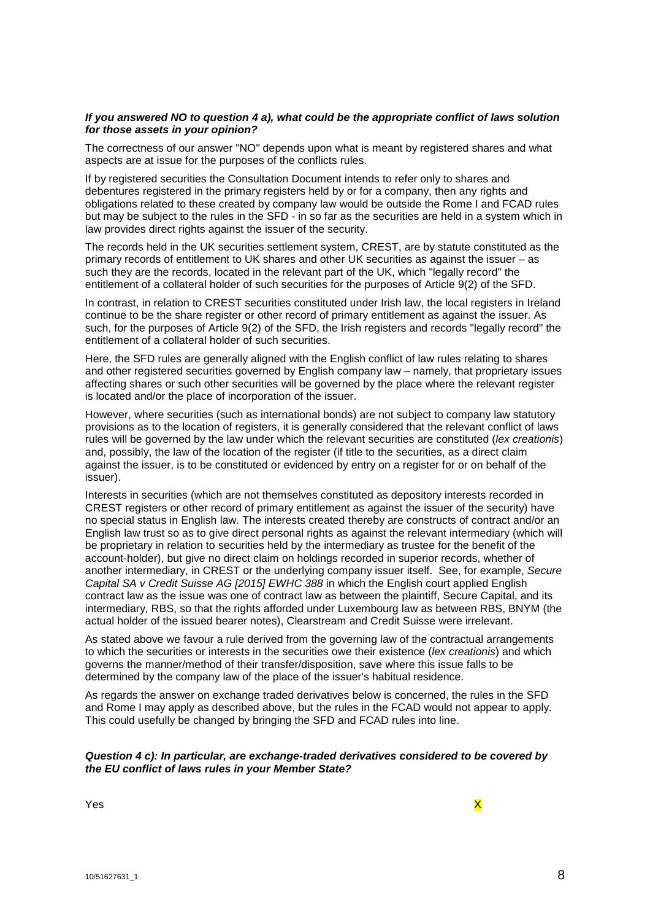***If you answered NO to question 4 a), what could be the appropriate conflict of laws solution for those assets in your opinion?***

The correctness of our answer "NO" depends upon what is meant by registered shares and what aspects are at issue for the purposes of the conflicts rules.

If by registered securities the Consultation Document intends to refer only to shares and debentures registered in the primary registers held by or for a company, then any rights and obligations related to these created by company law would be outside the Rome I and FCAD rules but may be subject to the rules in the SFD - in so far as the securities are held in a system which in law provides direct rights against the issuer of the security.

The records held in the UK securities settlement system, CREST, are by statute constituted as the primary records of entitlement to UK shares and other UK securities as against the issuer – as such they are the records, located in the relevant part of the UK, which "legally record" the entitlement of a collateral holder of such securities for the purposes of Article 9(2) of the SFD.

In contrast, in relation to CREST securities constituted under Irish law, the local registers in Ireland continue to be the share register or other record of primary entitlement as against the issuer. As such, for the purposes of Article 9(2) of the SFD, the Irish registers and records "legally record" the entitlement of a collateral holder of such securities.

Here, the SFD rules are generally aligned with the English conflict of law rules relating to shares and other registered securities governed by English company law – namely, that proprietary issues affecting shares or such other securities will be governed by the place where the relevant register is located and/or the place of incorporation of the issuer.

However, where securities (such as international bonds) are not subject to company law statutory provisions as to the location of registers, it is generally considered that the relevant conflict of laws rules will be governed by the law under which the relevant securities are constituted (*lex creationis*) and, possibly, the law of the location of the register (if title to the securities, as a direct claim against the issuer, is to be constituted or evidenced by entry on a register for or on behalf of the issuer).

Interests in securities (which are not themselves constituted as depository interests recorded in CREST registers or other record of primary entitlement as against the issuer of the security) have no special status in English law. The interests created thereby are constructs of contract and/or an English law trust so as to give direct personal rights as against the relevant intermediary (which will be proprietary in relation to securities held by the intermediary as trustee for the benefit of the account-holder), but give no direct claim on holdings recorded in superior records, whether of another intermediary, in CREST or the underlying company issuer itself. See, for example, *Secure Capital SA v Credit Suisse AG [2015] EWHC 388* in which the English court applied English contract law as the issue was one of contract law as between the plaintiff, Secure Capital, and its intermediary, RBS, so that the rights afforded under Luxembourg law as between RBS, BNYM (the actual holder of the issued bearer notes), Clearstream and Credit Suisse were irrelevant.

As stated above we favour a rule derived from the governing law of the contractual arrangements to which the securities or interests in the securities owe their existence (*lex creationis*) and which governs the manner/method of their transfer/disposition, save where this issue falls to be determined by the company law of the place of the issuer's habitual residence.

As regards the answer on exchange traded derivatives below is concerned, the rules in the SFD and Rome I may apply as described above, but the rules in the FCAD would not appear to apply. This could usefully be changed by bringing the SFD and FCAD rules into line.

***Question 4 c): In particular, are exchange-traded derivatives considered to be covered by the EU conflict of laws rules in your Member State?***

Yes X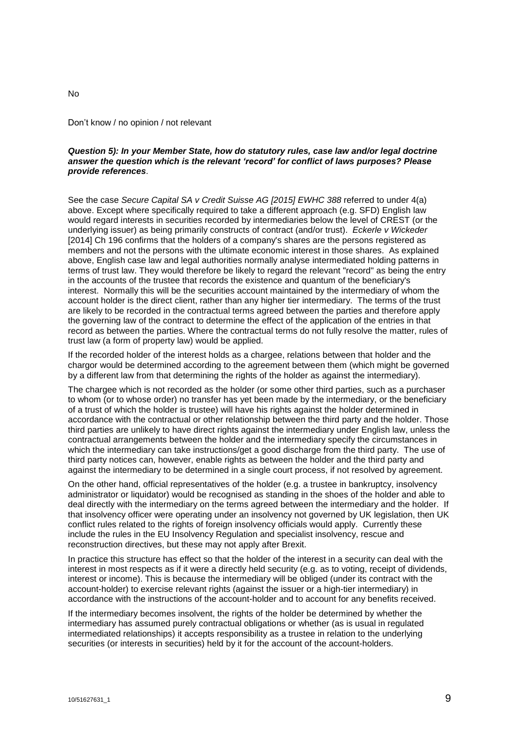No

Don't know / no opinion / not relevant

***Question 5): In your Member State, how do statutory rules, case law and/or legal doctrine answer the question which is the relevant 'record' for conflict of laws purposes? Please provide references*.**

See the case *Secure Capital SA v Credit Suisse AG [2015] EWHC 388* referred to under 4(a) above. Except where specifically required to take a different approach (e.g. SFD) English law would regard interests in securities recorded by intermediaries below the level of CREST (or the underlying issuer) as being primarily constructs of contract (and/or trust). *Eckerle v Wickeder* [2014] Ch 196 confirms that the holders of a company's shares are the persons registered as members and not the persons with the ultimate economic interest in those shares. As explained above, English case law and legal authorities normally analyse intermediated holding patterns in terms of trust law. They would therefore be likely to regard the relevant "record" as being the entry in the accounts of the trustee that records the existence and quantum of the beneficiary's interest. Normally this will be the securities account maintained by the intermediary of whom the account holder is the direct client, rather than any higher tier intermediary. The terms of the trust are likely to be recorded in the contractual terms agreed between the parties and therefore apply the governing law of the contract to determine the effect of the application of the entries in that record as between the parties. Where the contractual terms do not fully resolve the matter, rules of trust law (a form of property law) would be applied.

If the recorded holder of the interest holds as a chargee, relations between that holder and the chargor would be determined according to the agreement between them (which might be governed by a different law from that determining the rights of the holder as against the intermediary).

The chargee which is not recorded as the holder (or some other third parties, such as a purchaser to whom (or to whose order) no transfer has yet been made by the intermediary, or the beneficiary of a trust of which the holder is trustee) will have his rights against the holder determined in accordance with the contractual or other relationship between the third party and the holder. Those third parties are unlikely to have direct rights against the intermediary under English law, unless the contractual arrangements between the holder and the intermediary specify the circumstances in which the intermediary can take instructions/get a good discharge from the third party. The use of third party notices can, however, enable rights as between the holder and the third party and against the intermediary to be determined in a single court process, if not resolved by agreement.

On the other hand, official representatives of the holder (e.g. a trustee in bankruptcy, insolvency administrator or liquidator) would be recognised as standing in the shoes of the holder and able to deal directly with the intermediary on the terms agreed between the intermediary and the holder. If that insolvency officer were operating under an insolvency not governed by UK legislation, then UK conflict rules related to the rights of foreign insolvency officials would apply. Currently these include the rules in the EU Insolvency Regulation and specialist insolvency, rescue and reconstruction directives, but these may not apply after Brexit.

In practice this structure has effect so that the holder of the interest in a security can deal with the interest in most respects as if it were a directly held security (e.g. as to voting, receipt of dividends, interest or income). This is because the intermediary will be obliged (under its contract with the account-holder) to exercise relevant rights (against the issuer or a high-tier intermediary) in accordance with the instructions of the account-holder and to account for any benefits received.

If the intermediary becomes insolvent, the rights of the holder be determined by whether the intermediary has assumed purely contractual obligations or whether (as is usual in regulated intermediated relationships) it accepts responsibility as a trustee in relation to the underlying securities (or interests in securities) held by it for the account of the account-holders.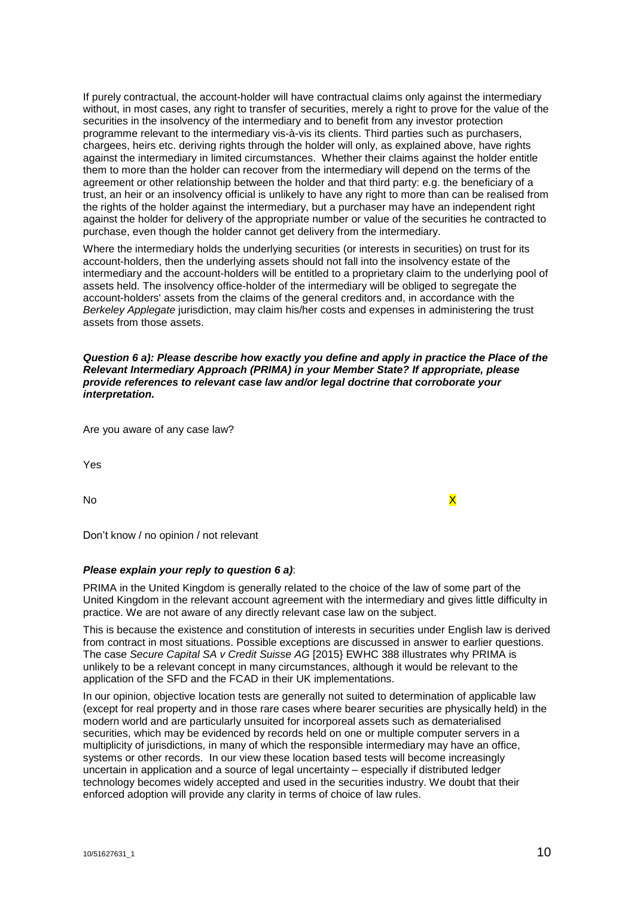If purely contractual, the account-holder will have contractual claims only against the intermediary without, in most cases, any right to transfer of securities, merely a right to prove for the value of the securities in the insolvency of the intermediary and to benefit from any investor protection programme relevant to the intermediary vis-à-vis its clients. Third parties such as purchasers, chargees, heirs etc. deriving rights through the holder will only, as explained above, have rights against the intermediary in limited circumstances. Whether their claims against the holder entitle them to more than the holder can recover from the intermediary will depend on the terms of the agreement or other relationship between the holder and that third party: e.g. the beneficiary of a trust, an heir or an insolvency official is unlikely to have any right to more than can be realised from the rights of the holder against the intermediary, but a purchaser may have an independent right against the holder for delivery of the appropriate number or value of the securities he contracted to purchase, even though the holder cannot get delivery from the intermediary.

Where the intermediary holds the underlying securities (or interests in securities) on trust for its account-holders, then the underlying assets should not fall into the insolvency estate of the intermediary and the account-holders will be entitled to a proprietary claim to the underlying pool of assets held. The insolvency office-holder of the intermediary will be obliged to segregate the account-holders' assets from the claims of the general creditors and, in accordance with the *Berkeley Applegate* jurisdiction, may claim his/her costs and expenses in administering the trust assets from those assets.

***Question 6 a): Please describe how exactly you define and apply in practice the Place of the Relevant Intermediary Approach (PRIMA) in your Member State? If appropriate, please provide references to relevant case law and/or legal doctrine that corroborate your interpretation.***

Are you aware of any case law?

| | |
|---|---|
| Yes | |
| No | X |
| Don't know / no opinion / not relevant | |

***Please explain your reply to question 6 a)***:

PRIMA in the United Kingdom is generally related to the choice of the law of some part of the United Kingdom in the relevant account agreement with the intermediary and gives little difficulty in practice. We are not aware of any directly relevant case law on the subject.

This is because the existence and constitution of interests in securities under English law is derived from contract in most situations. Possible exceptions are discussed in answer to earlier questions. The case *Secure Capital SA v Credit Suisse AG* [2015} EWHC 388 illustrates why PRIMA is unlikely to be a relevant concept in many circumstances, although it would be relevant to the application of the SFD and the FCAD in their UK implementations.

In our opinion, objective location tests are generally not suited to determination of applicable law (except for real property and in those rare cases where bearer securities are physically held) in the modern world and are particularly unsuited for incorporeal assets such as dematerialised securities, which may be evidenced by records held on one or multiple computer servers in a multiplicity of jurisdictions, in many of which the responsible intermediary may have an office, systems or other records. In our view these location based tests will become increasingly uncertain in application and a source of legal uncertainty – especially if distributed ledger technology becomes widely accepted and used in the securities industry. We doubt that their enforced adoption will provide any clarity in terms of choice of law rules.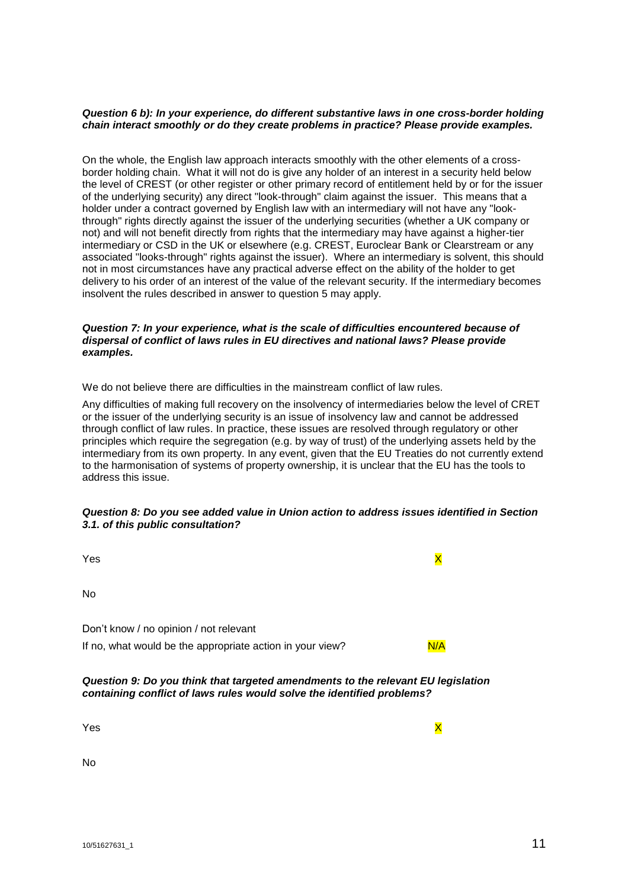***Question 6 b): In your experience, do different substantive laws in one cross-border holding chain interact smoothly or do they create problems in practice? Please provide examples.***

On the whole, the English law approach interacts smoothly with the other elements of a cross-border holding chain. What it will not do is give any holder of an interest in a security held below the level of CREST (or other register or other primary record of entitlement held by or for the issuer of the underlying security) any direct "look-through" claim against the issuer. This means that a holder under a contract governed by English law with an intermediary will not have any "look-through" rights directly against the issuer of the underlying securities (whether a UK company or not) and will not benefit directly from rights that the intermediary may have against a higher-tier intermediary or CSD in the UK or elsewhere (e.g. CREST, Euroclear Bank or Clearstream or any associated "looks-through" rights against the issuer). Where an intermediary is solvent, this should not in most circumstances have any practical adverse effect on the ability of the holder to get delivery to his order of an interest of the value of the relevant security. If the intermediary becomes insolvent the rules described in answer to question 5 may apply.

***Question 7: In your experience, what is the scale of difficulties encountered because of dispersal of conflict of laws rules in EU directives and national laws? Please provide examples.***

We do not believe there are difficulties in the mainstream conflict of law rules.

Any difficulties of making full recovery on the insolvency of intermediaries below the level of CRET or the issuer of the underlying security is an issue of insolvency law and cannot be addressed through conflict of law rules. In practice, these issues are resolved through regulatory or other principles which require the segregation (e.g. by way of trust) of the underlying assets held by the intermediary from its own property. In any event, given that the EU Treaties do not currently extend to the harmonisation of systems of property ownership, it is unclear that the EU has the tools to address this issue.

***Question 8: Do you see added value in Union action to address issues identified in Section 3.1. of this public consultation?***

| | |
|---|---|
| Yes | X |
| No | |
| Don't know / no opinion / not relevant | |
| If no, what would be the appropriate action in your view? | N/A |

***Question 9: Do you think that targeted amendments to the relevant EU legislation containing conflict of laws rules would solve the identified problems?***

| | |
|---|---|
| Yes | X |
| No | |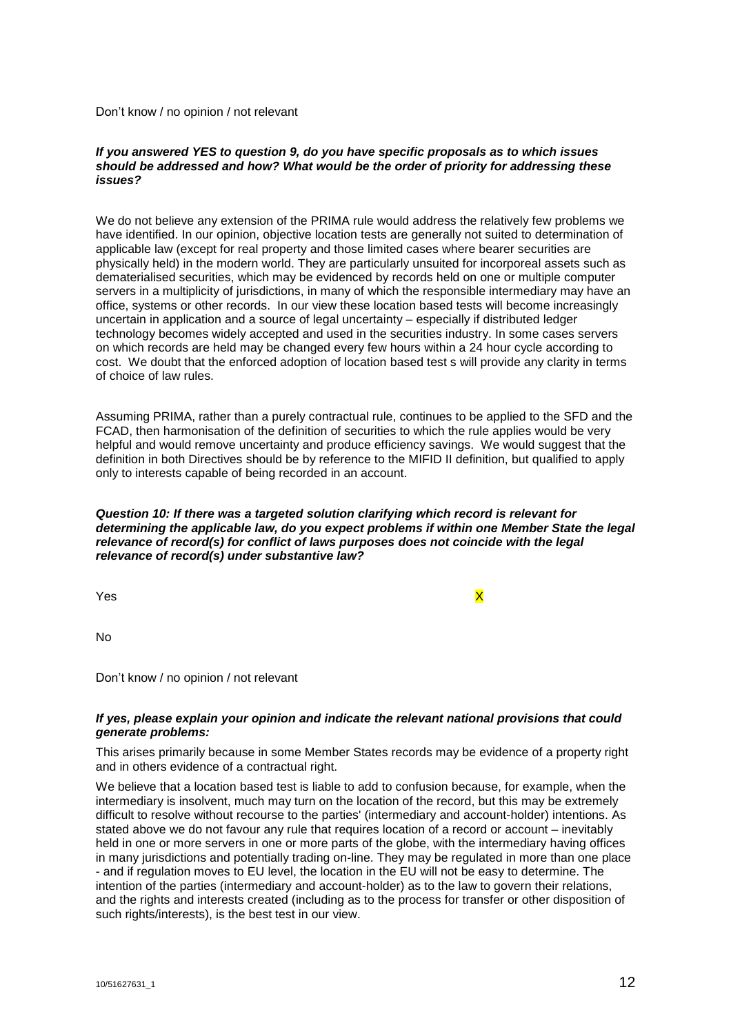Don't know / no opinion / not relevant

***If you answered YES to question 9, do you have specific proposals as to which issues should be addressed and how? What would be the order of priority for addressing these issues?***

We do not believe any extension of the PRIMA rule would address the relatively few problems we have identified. In our opinion, objective location tests are generally not suited to determination of applicable law (except for real property and those limited cases where bearer securities are physically held) in the modern world. They are particularly unsuited for incorporeal assets such as dematerialised securities, which may be evidenced by records held on one or multiple computer servers in a multiplicity of jurisdictions, in many of which the responsible intermediary may have an office, systems or other records. In our view these location based tests will become increasingly uncertain in application and a source of legal uncertainty – especially if distributed ledger technology becomes widely accepted and used in the securities industry. In some cases servers on which records are held may be changed every few hours within a 24 hour cycle according to cost. We doubt that the enforced adoption of location based test s will provide any clarity in terms of choice of law rules.

Assuming PRIMA, rather than a purely contractual rule, continues to be applied to the SFD and the FCAD, then harmonisation of the definition of securities to which the rule applies would be very helpful and would remove uncertainty and produce efficiency savings. We would suggest that the definition in both Directives should be by reference to the MIFID II definition, but qualified to apply only to interests capable of being recorded in an account.

***Question 10: If there was a targeted solution clarifying which record is relevant for determining the applicable law, do you expect problems if within one Member State the legal relevance of record(s) for conflict of laws purposes does not coincide with the legal relevance of record(s) under substantive law?***

Yes X

No

Don't know / no opinion / not relevant

***If yes, please explain your opinion and indicate the relevant national provisions that could generate problems:***

This arises primarily because in some Member States records may be evidence of a property right and in others evidence of a contractual right.

We believe that a location based test is liable to add to confusion because, for example, when the intermediary is insolvent, much may turn on the location of the record, but this may be extremely difficult to resolve without recourse to the parties' (intermediary and account-holder) intentions. As stated above we do not favour any rule that requires location of a record or account – inevitably held in one or more servers in one or more parts of the globe, with the intermediary having offices in many jurisdictions and potentially trading on-line. They may be regulated in more than one place - and if regulation moves to EU level, the location in the EU will not be easy to determine. The intention of the parties (intermediary and account-holder) as to the law to govern their relations, and the rights and interests created (including as to the process for transfer or other disposition of such rights/interests), is the best test in our view.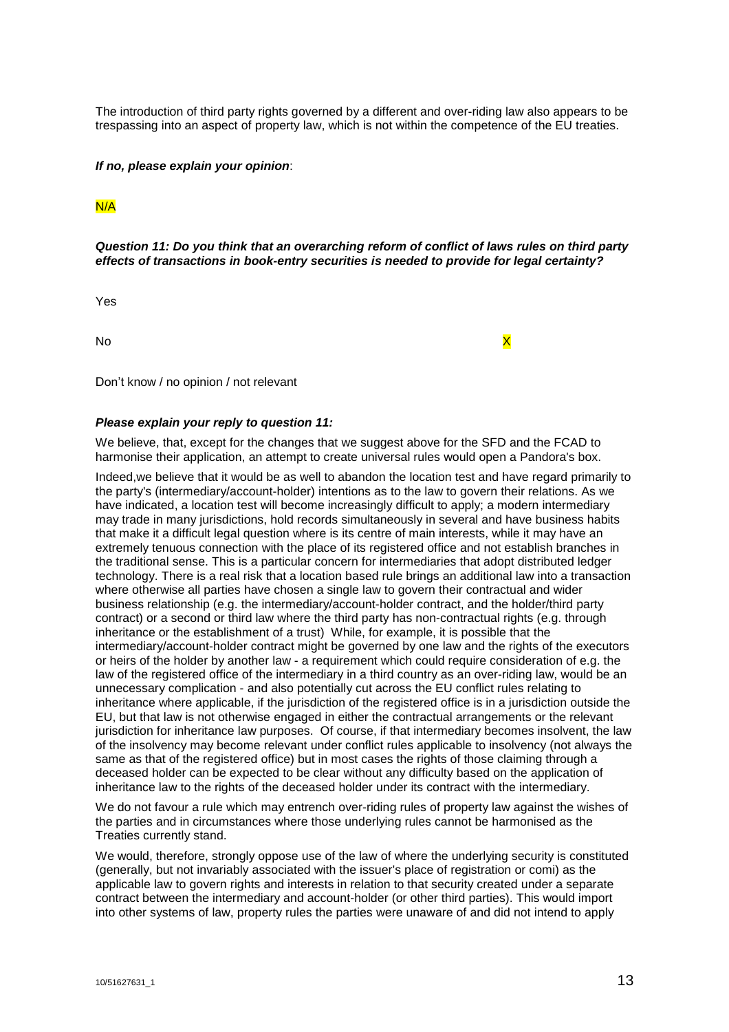The introduction of third party rights governed by a different and over-riding law also appears to be trespassing into an aspect of property law, which is not within the competence of the EU treaties.

***If no, please explain your opinion***:

N/A

***Question 11: Do you think that an overarching reform of conflict of laws rules on third party effects of transactions in book-entry securities is needed to provide for legal certainty?***

| | |
|---|---|
| Yes | |
| No | X |
| Don't know / no opinion / not relevant | |

***Please explain your reply to question 11:***

We believe, that, except for the changes that we suggest above for the SFD and the FCAD to harmonise their application, an attempt to create universal rules would open a Pandora's box.

Indeed,we believe that it would be as well to abandon the location test and have regard primarily to the party's (intermediary/account-holder) intentions as to the law to govern their relations. As we have indicated, a location test will become increasingly difficult to apply; a modern intermediary may trade in many jurisdictions, hold records simultaneously in several and have business habits that make it a difficult legal question where is its centre of main interests, while it may have an extremely tenuous connection with the place of its registered office and not establish branches in the traditional sense. This is a particular concern for intermediaries that adopt distributed ledger technology. There is a real risk that a location based rule brings an additional law into a transaction where otherwise all parties have chosen a single law to govern their contractual and wider business relationship (e.g. the intermediary/account-holder contract, and the holder/third party contract) or a second or third law where the third party has non-contractual rights (e.g. through inheritance or the establishment of a trust) While, for example, it is possible that the intermediary/account-holder contract might be governed by one law and the rights of the executors or heirs of the holder by another law - a requirement which could require consideration of e.g. the law of the registered office of the intermediary in a third country as an over-riding law, would be an unnecessary complication - and also potentially cut across the EU conflict rules relating to inheritance where applicable, if the jurisdiction of the registered office is in a jurisdiction outside the EU, but that law is not otherwise engaged in either the contractual arrangements or the relevant jurisdiction for inheritance law purposes. Of course, if that intermediary becomes insolvent, the law of the insolvency may become relevant under conflict rules applicable to insolvency (not always the same as that of the registered office) but in most cases the rights of those claiming through a deceased holder can be expected to be clear without any difficulty based on the application of inheritance law to the rights of the deceased holder under its contract with the intermediary.

We do not favour a rule which may entrench over-riding rules of property law against the wishes of the parties and in circumstances where those underlying rules cannot be harmonised as the Treaties currently stand.

We would, therefore, strongly oppose use of the law of where the underlying security is constituted (generally, but not invariably associated with the issuer's place of registration or comi) as the applicable law to govern rights and interests in relation to that security created under a separate contract between the intermediary and account-holder (or other third parties). This would import into other systems of law, property rules the parties were unaware of and did not intend to apply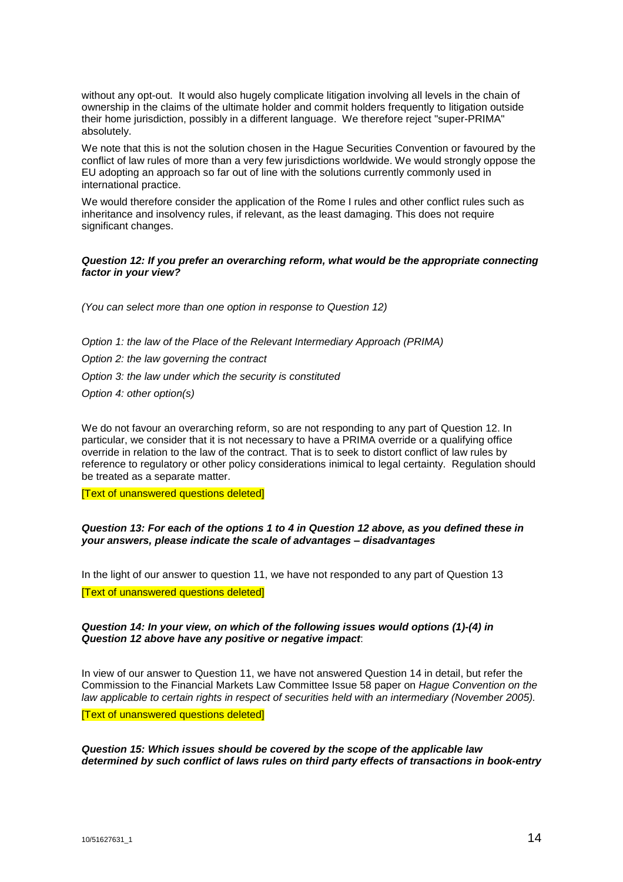without any opt-out. It would also hugely complicate litigation involving all levels in the chain of ownership in the claims of the ultimate holder and commit holders frequently to litigation outside their home jurisdiction, possibly in a different language. We therefore reject "super-PRIMA" absolutely.

We note that this is not the solution chosen in the Hague Securities Convention or favoured by the conflict of law rules of more than a very few jurisdictions worldwide. We would strongly oppose the EU adopting an approach so far out of line with the solutions currently commonly used in international practice.

We would therefore consider the application of the Rome I rules and other conflict rules such as inheritance and insolvency rules, if relevant, as the least damaging. This does not require significant changes.

***Question 12: If you prefer an overarching reform, what would be the appropriate connecting factor in your view?***

*(You can select more than one option in response to Question 12)*

*Option 1: the law of the Place of the Relevant Intermediary Approach (PRIMA)*

*Option 2: the law governing the contract*

*Option 3: the law under which the security is constituted*

*Option 4: other option(s)*

We do not favour an overarching reform, so are not responding to any part of Question 12. In particular, we consider that it is not necessary to have a PRIMA override or a qualifying office override in relation to the law of the contract. That is to seek to distort conflict of law rules by reference to regulatory or other policy considerations inimical to legal certainty. Regulation should be treated as a separate matter.

[Text of unanswered questions deleted]

***Question 13: For each of the options 1 to 4 in Question 12 above, as you defined these in your answers, please indicate the scale of advantages – disadvantages***

In the light of our answer to question 11, we have not responded to any part of Question 13

[Text of unanswered questions deleted]

***Question 14: In your view, on which of the following issues would options (1)-(4) in Question 12 above have any positive or negative impact***:

In view of our answer to Question 11, we have not answered Question 14 in detail, but refer the Commission to the Financial Markets Law Committee Issue 58 paper on *Hague Convention on the law applicable to certain rights in respect of securities held with an intermediary (November 2005).*

[Text of unanswered questions deleted]

***Question 15: Which issues should be covered by the scope of the applicable law determined by such conflict of laws rules on third party effects of transactions in book-entry***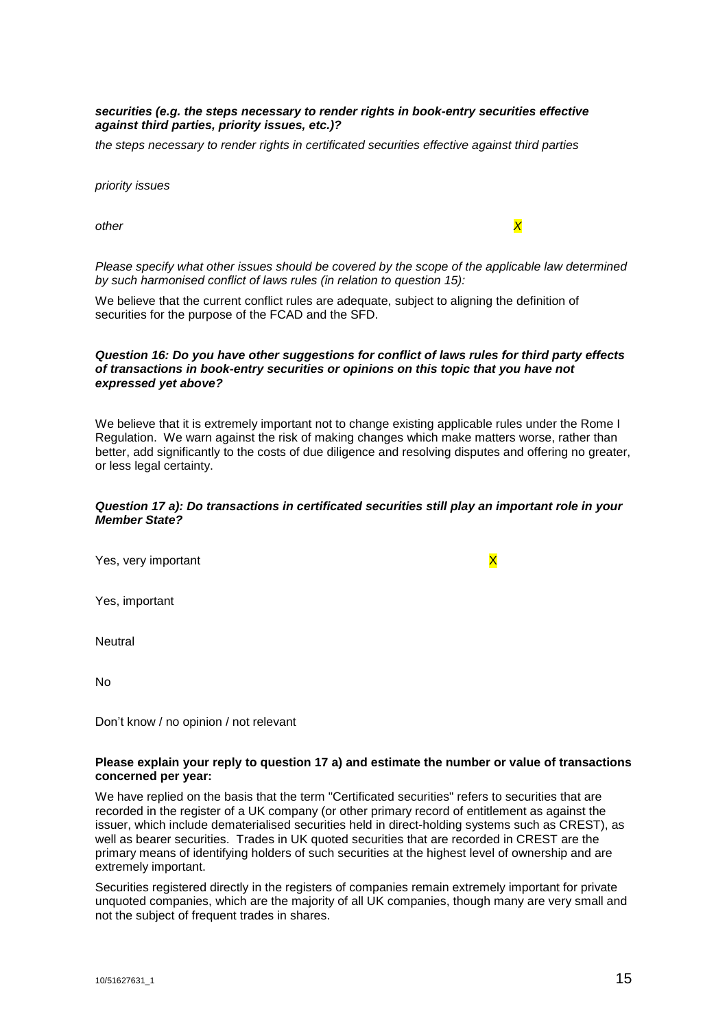***securities (e.g. the steps necessary to render rights in book-entry securities effective against third parties, priority issues, etc.)?***

*the steps necessary to render rights in certificated securities effective against third parties*

*priority issues*

*other* *X*

*Please specify what other issues should be covered by the scope of the applicable law determined by such harmonised conflict of laws rules (in relation to question 15):*

We believe that the current conflict rules are adequate, subject to aligning the definition of securities for the purpose of the FCAD and the SFD.

***Question 16: Do you have other suggestions for conflict of laws rules for third party effects of transactions in book-entry securities or opinions on this topic that you have not expressed yet above?***

We believe that it is extremely important not to change existing applicable rules under the Rome I Regulation. We warn against the risk of making changes which make matters worse, rather than better, add significantly to the costs of due diligence and resolving disputes and offering no greater, or less legal certainty.

***Question 17 a): Do transactions in certificated securities still play an important role in your Member State?***

Yes, very important X

Yes, important

Neutral

No

Don't know / no opinion / not relevant

**Please explain your reply to question 17 a) and estimate the number or value of transactions concerned per year:**

We have replied on the basis that the term "Certificated securities" refers to securities that are recorded in the register of a UK company (or other primary record of entitlement as against the issuer, which include dematerialised securities held in direct-holding systems such as CREST), as well as bearer securities. Trades in UK quoted securities that are recorded in CREST are the primary means of identifying holders of such securities at the highest level of ownership and are extremely important.

Securities registered directly in the registers of companies remain extremely important for private unquoted companies, which are the majority of all UK companies, though many are very small and not the subject of frequent trades in shares.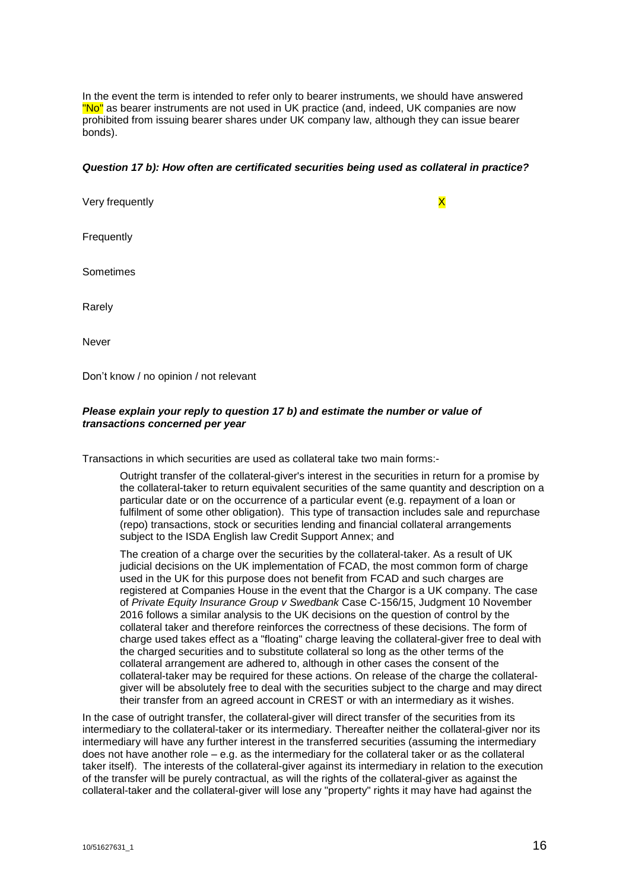In the event the term is intended to refer only to bearer instruments, we should have answered "No" as bearer instruments are not used in UK practice (and, indeed, UK companies are now prohibited from issuing bearer shares under UK company law, although they can issue bearer bonds).

***Question 17 b): How often are certificated securities being used as collateral in practice?***

| | |
|---|---|
| Very frequently | X |
| Frequently | |
| Sometimes | |
| Rarely | |
| Never | |
| Don't know / no opinion / not relevant | |

***Please explain your reply to question 17 b) and estimate the number or value of transactions concerned per year***

Transactions in which securities are used as collateral take two main forms:-

> Outright transfer of the collateral-giver's interest in the securities in return for a promise by the collateral-taker to return equivalent securities of the same quantity and description on a particular date or on the occurrence of a particular event (e.g. repayment of a loan or fulfilment of some other obligation). This type of transaction includes sale and repurchase (repo) transactions, stock or securities lending and financial collateral arrangements subject to the ISDA English law Credit Support Annex; and
>
> The creation of a charge over the securities by the collateral-taker. As a result of UK judicial decisions on the UK implementation of FCAD, the most common form of charge used in the UK for this purpose does not benefit from FCAD and such charges are registered at Companies House in the event that the Chargor is a UK company. The case of *Private Equity Insurance Group v Swedbank* Case C-156/15, Judgment 10 November 2016 follows a similar analysis to the UK decisions on the question of control by the collateral taker and therefore reinforces the correctness of these decisions. The form of charge used takes effect as a "floating" charge leaving the collateral-giver free to deal with the charged securities and to substitute collateral so long as the other terms of the collateral arrangement are adhered to, although in other cases the consent of the collateral-taker may be required for these actions. On release of the charge the collateral-giver will be absolutely free to deal with the securities subject to the charge and may direct their transfer from an agreed account in CREST or with an intermediary as it wishes.

In the case of outright transfer, the collateral-giver will direct transfer of the securities from its intermediary to the collateral-taker or its intermediary. Thereafter neither the collateral-giver nor its intermediary will have any further interest in the transferred securities (assuming the intermediary does not have another role – e.g. as the intermediary for the collateral taker or as the collateral taker itself). The interests of the collateral-giver against its intermediary in relation to the execution of the transfer will be purely contractual, as will the rights of the collateral-giver as against the collateral-taker and the collateral-giver will lose any "property" rights it may have had against the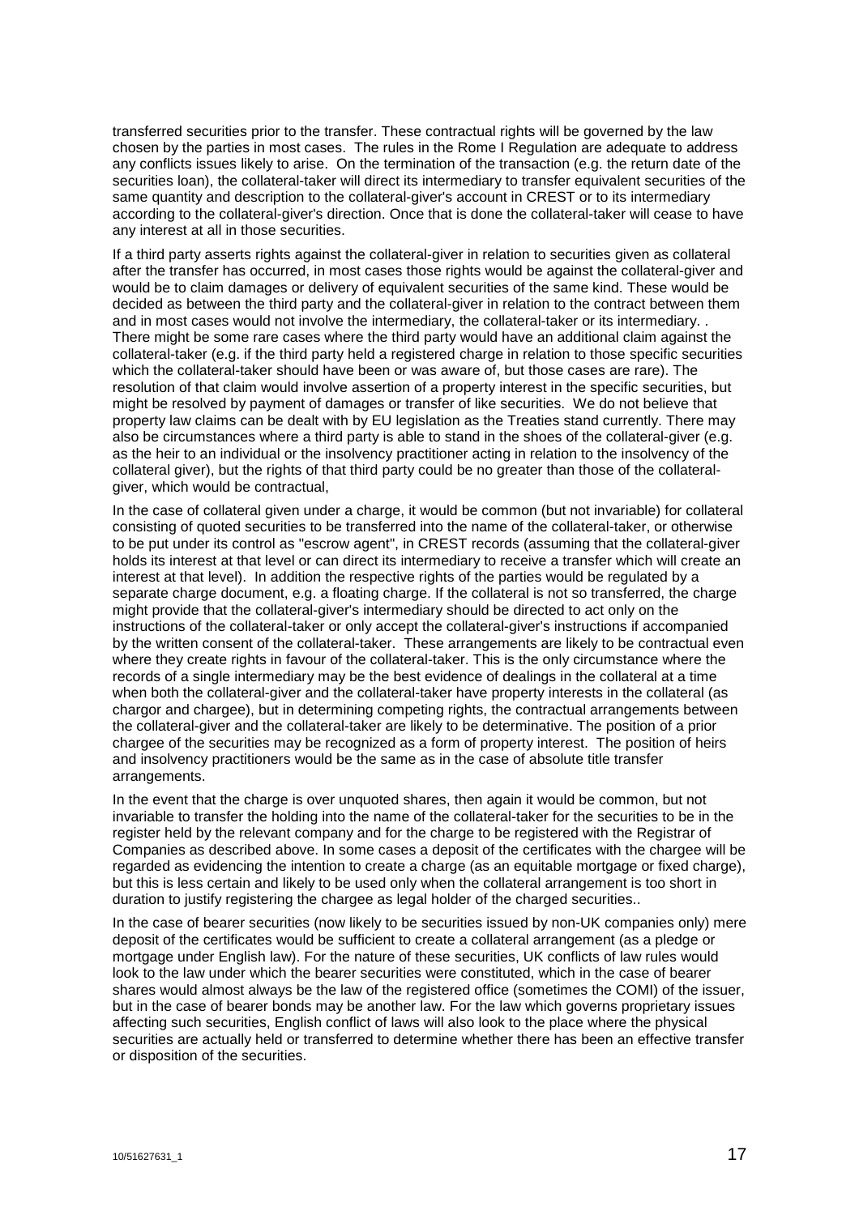transferred securities prior to the transfer. These contractual rights will be governed by the law chosen by the parties in most cases. The rules in the Rome I Regulation are adequate to address any conflicts issues likely to arise. On the termination of the transaction (e.g. the return date of the securities loan), the collateral-taker will direct its intermediary to transfer equivalent securities of the same quantity and description to the collateral-giver's account in CREST or to its intermediary according to the collateral-giver's direction. Once that is done the collateral-taker will cease to have any interest at all in those securities.

If a third party asserts rights against the collateral-giver in relation to securities given as collateral after the transfer has occurred, in most cases those rights would be against the collateral-giver and would be to claim damages or delivery of equivalent securities of the same kind. These would be decided as between the third party and the collateral-giver in relation to the contract between them and in most cases would not involve the intermediary, the collateral-taker or its intermediary. . There might be some rare cases where the third party would have an additional claim against the collateral-taker (e.g. if the third party held a registered charge in relation to those specific securities which the collateral-taker should have been or was aware of, but those cases are rare). The resolution of that claim would involve assertion of a property interest in the specific securities, but might be resolved by payment of damages or transfer of like securities. We do not believe that property law claims can be dealt with by EU legislation as the Treaties stand currently. There may also be circumstances where a third party is able to stand in the shoes of the collateral-giver (e.g. as the heir to an individual or the insolvency practitioner acting in relation to the insolvency of the collateral giver), but the rights of that third party could be no greater than those of the collateral-giver, which would be contractual,

In the case of collateral given under a charge, it would be common (but not invariable) for collateral consisting of quoted securities to be transferred into the name of the collateral-taker, or otherwise to be put under its control as "escrow agent", in CREST records (assuming that the collateral-giver holds its interest at that level or can direct its intermediary to receive a transfer which will create an interest at that level). In addition the respective rights of the parties would be regulated by a separate charge document, e.g. a floating charge. If the collateral is not so transferred, the charge might provide that the collateral-giver's intermediary should be directed to act only on the instructions of the collateral-taker or only accept the collateral-giver's instructions if accompanied by the written consent of the collateral-taker. These arrangements are likely to be contractual even where they create rights in favour of the collateral-taker. This is the only circumstance where the records of a single intermediary may be the best evidence of dealings in the collateral at a time when both the collateral-giver and the collateral-taker have property interests in the collateral (as chargor and chargee), but in determining competing rights, the contractual arrangements between the collateral-giver and the collateral-taker are likely to be determinative. The position of a prior chargee of the securities may be recognized as a form of property interest. The position of heirs and insolvency practitioners would be the same as in the case of absolute title transfer arrangements.

In the event that the charge is over unquoted shares, then again it would be common, but not invariable to transfer the holding into the name of the collateral-taker for the securities to be in the register held by the relevant company and for the charge to be registered with the Registrar of Companies as described above. In some cases a deposit of the certificates with the chargee will be regarded as evidencing the intention to create a charge (as an equitable mortgage or fixed charge), but this is less certain and likely to be used only when the collateral arrangement is too short in duration to justify registering the chargee as legal holder of the charged securities..

In the case of bearer securities (now likely to be securities issued by non-UK companies only) mere deposit of the certificates would be sufficient to create a collateral arrangement (as a pledge or mortgage under English law). For the nature of these securities, UK conflicts of law rules would look to the law under which the bearer securities were constituted, which in the case of bearer shares would almost always be the law of the registered office (sometimes the COMI) of the issuer, but in the case of bearer bonds may be another law. For the law which governs proprietary issues affecting such securities, English conflict of laws will also look to the place where the physical securities are actually held or transferred to determine whether there has been an effective transfer or disposition of the securities.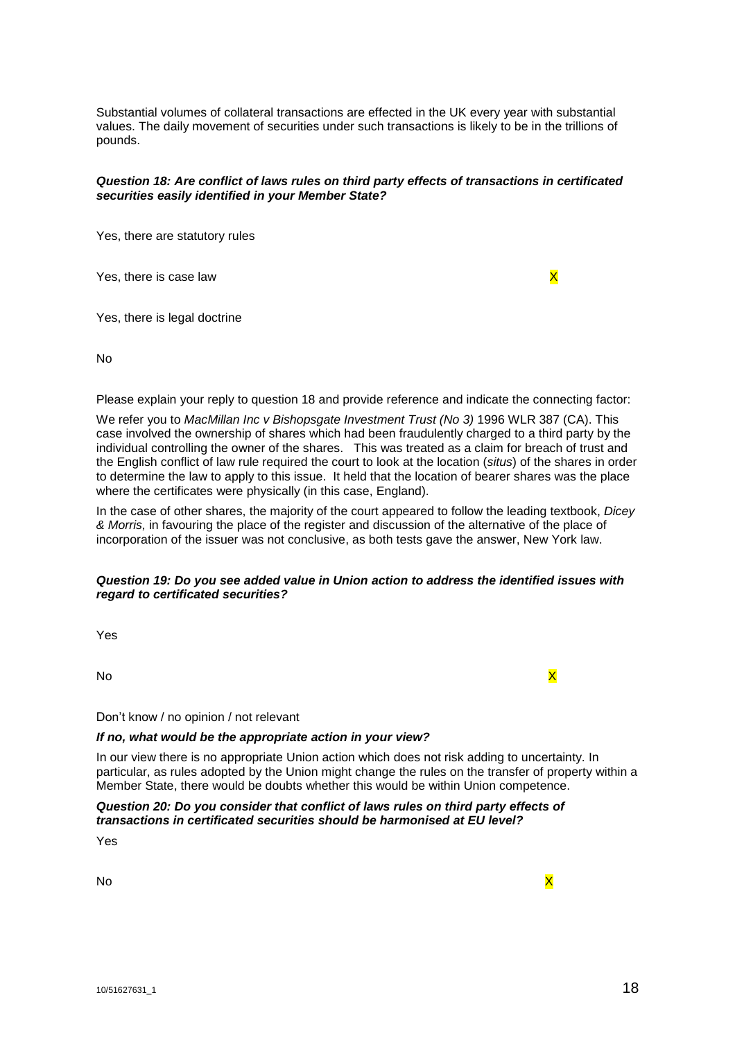Substantial volumes of collateral transactions are effected in the UK every year with substantial values. The daily movement of securities under such transactions is likely to be in the trillions of pounds.

***Question 18: Are conflict of laws rules on third party effects of transactions in certificated securities easily identified in your Member State?***

| | |
|---|---|
| Yes, there are statutory rules | |
| Yes, there is case law | X |
| Yes, there is legal doctrine | |
| No | |

Please explain your reply to question 18 and provide reference and indicate the connecting factor:

We refer you to *MacMillan Inc v Bishopsgate Investment Trust (No 3)* 1996 WLR 387 (CA). This case involved the ownership of shares which had been fraudulently charged to a third party by the individual controlling the owner of the shares. This was treated as a claim for breach of trust and the English conflict of law rule required the court to look at the location (*situs*) of the shares in order to determine the law to apply to this issue. It held that the location of bearer shares was the place where the certificates were physically (in this case, England).

In the case of other shares, the majority of the court appeared to follow the leading textbook, *Dicey & Morris,* in favouring the place of the register and discussion of the alternative of the place of incorporation of the issuer was not conclusive, as both tests gave the answer, New York law.

***Question 19: Do you see added value in Union action to address the identified issues with regard to certificated securities?***

| | |
|---|---|
| Yes | |
| No | X |
| Don't know / no opinion / not relevant | |

***If no, what would be the appropriate action in your view?***

In our view there is no appropriate Union action which does not risk adding to uncertainty. In particular, as rules adopted by the Union might change the rules on the transfer of property within a Member State, there would be doubts whether this would be within Union competence.

***Question 20: Do you consider that conflict of laws rules on third party effects of transactions in certificated securities should be harmonised at EU level?***

| | |
|---|---|
| Yes | |
| No | X |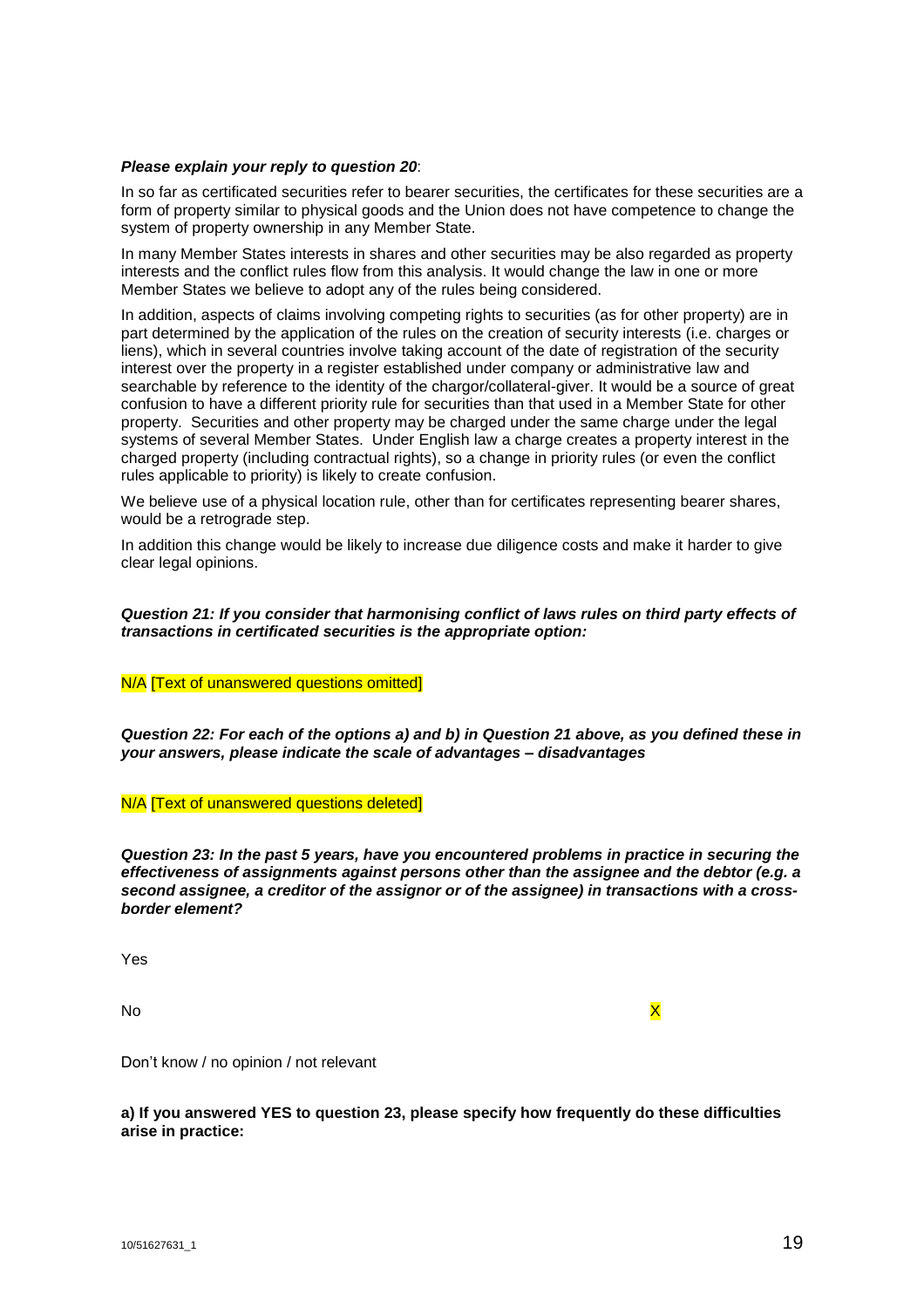***Please explain your reply to question 20***:

In so far as certificated securities refer to bearer securities, the certificates for these securities are a form of property similar to physical goods and the Union does not have competence to change the system of property ownership in any Member State.

In many Member States interests in shares and other securities may be also regarded as property interests and the conflict rules flow from this analysis. It would change the law in one or more Member States we believe to adopt any of the rules being considered.

In addition, aspects of claims involving competing rights to securities (as for other property) are in part determined by the application of the rules on the creation of security interests (i.e. charges or liens), which in several countries involve taking account of the date of registration of the security interest over the property in a register established under company or administrative law and searchable by reference to the identity of the chargor/collateral-giver. It would be a source of great confusion to have a different priority rule for securities than that used in a Member State for other property. Securities and other property may be charged under the same charge under the legal systems of several Member States. Under English law a charge creates a property interest in the charged property (including contractual rights), so a change in priority rules (or even the conflict rules applicable to priority) is likely to create confusion.

We believe use of a physical location rule, other than for certificates representing bearer shares, would be a retrograde step.

In addition this change would be likely to increase due diligence costs and make it harder to give clear legal opinions.

***Question 21: If you consider that harmonising conflict of laws rules on third party effects of transactions in certificated securities is the appropriate option:***

N/A [Text of unanswered questions omitted]

***Question 22: For each of the options a) and b) in Question 21 above, as you defined these in your answers, please indicate the scale of advantages – disadvantages***

N/A [Text of unanswered questions deleted]

***Question 23: In the past 5 years, have you encountered problems in practice in securing the effectiveness of assignments against persons other than the assignee and the debtor (e.g. a second assignee, a creditor of the assignor or of the assignee) in transactions with a cross-border element?***

Yes

No X

Don't know / no opinion / not relevant

**a) If you answered YES to question 23, please specify how frequently do these difficulties arise in practice:**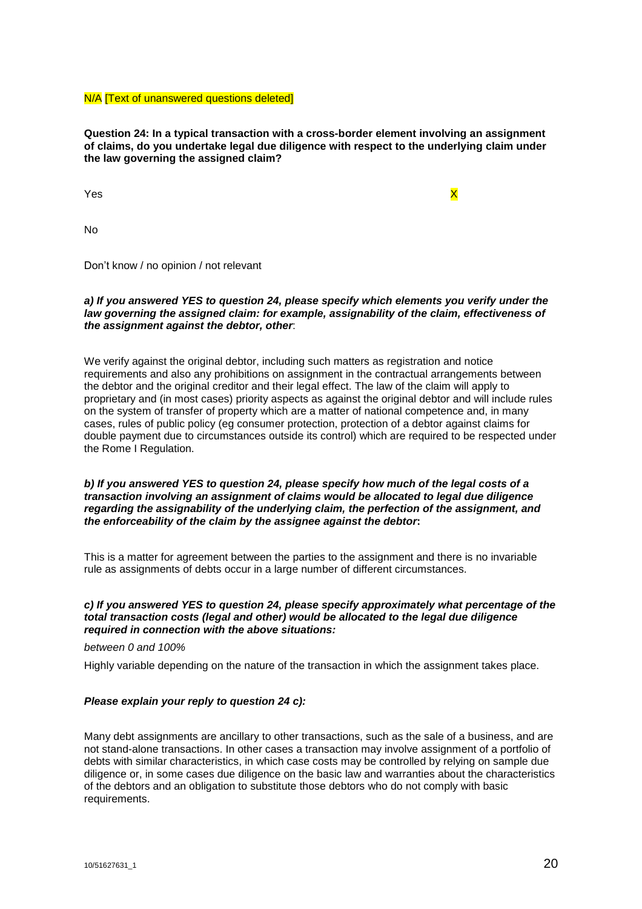N/A [Text of unanswered questions deleted]

**Question 24: In a typical transaction with a cross-border element involving an assignment of claims, do you undertake legal due diligence with respect to the underlying claim under the law governing the assigned claim?**

| | |
|---|---|
| Yes | X |
| No | |
| Don't know / no opinion / not relevant | |

***a) If you answered YES to question 24, please specify which elements you verify under the law governing the assigned claim: for example, assignability of the claim, effectiveness of the assignment against the debtor, other***:

We verify against the original debtor, including such matters as registration and notice requirements and also any prohibitions on assignment in the contractual arrangements between the debtor and the original creditor and their legal effect. The law of the claim will apply to proprietary and (in most cases) priority aspects as against the original debtor and will include rules on the system of transfer of property which are a matter of national competence and, in many cases, rules of public policy (eg consumer protection, protection of a debtor against claims for double payment due to circumstances outside its control) which are required to be respected under the Rome I Regulation.

***b) If you answered YES to question 24, please specify how much of the legal costs of a transaction involving an assignment of claims would be allocated to legal due diligence regarding the assignability of the underlying claim, the perfection of the assignment, and the enforceability of the claim by the assignee against the debtor*:**

This is a matter for agreement between the parties to the assignment and there is no invariable rule as assignments of debts occur in a large number of different circumstances.

***c) If you answered YES to question 24, please specify approximately what percentage of the total transaction costs (legal and other) would be allocated to the legal due diligence required in connection with the above situations:***

*between 0 and 100%*

Highly variable depending on the nature of the transaction in which the assignment takes place.

***Please explain your reply to question 24 c):***

Many debt assignments are ancillary to other transactions, such as the sale of a business, and are not stand-alone transactions. In other cases a transaction may involve assignment of a portfolio of debts with similar characteristics, in which case costs may be controlled by relying on sample due diligence or, in some cases due diligence on the basic law and warranties about the characteristics of the debtors and an obligation to substitute those debtors who do not comply with basic requirements.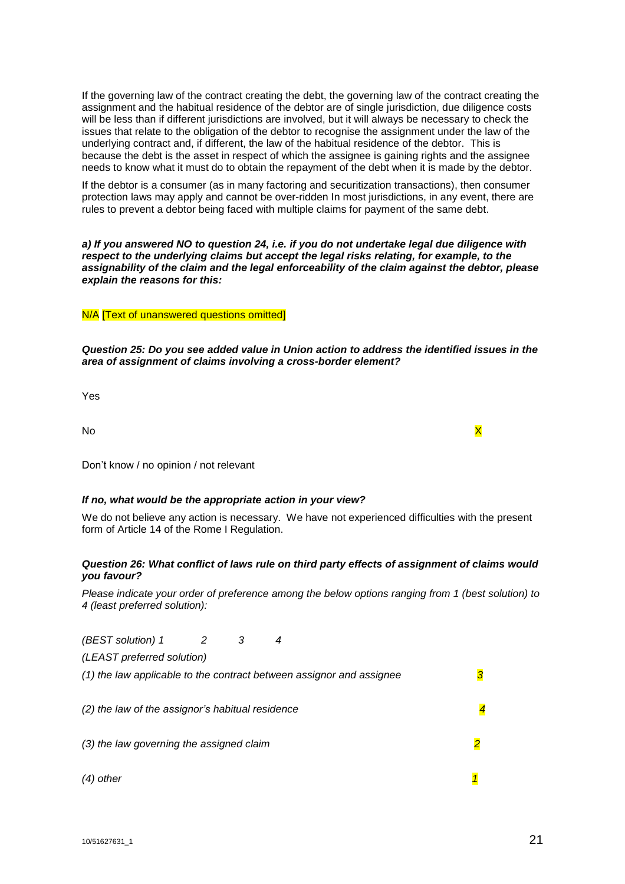If the governing law of the contract creating the debt, the governing law of the contract creating the assignment and the habitual residence of the debtor are of single jurisdiction, due diligence costs will be less than if different jurisdictions are involved, but it will always be necessary to check the issues that relate to the obligation of the debtor to recognise the assignment under the law of the underlying contract and, if different, the law of the habitual residence of the debtor. This is because the debt is the asset in respect of which the assignee is gaining rights and the assignee needs to know what it must do to obtain the repayment of the debt when it is made by the debtor.

If the debtor is a consumer (as in many factoring and securitization transactions), then consumer protection laws may apply and cannot be over-ridden In most jurisdictions, in any event, there are rules to prevent a debtor being faced with multiple claims for payment of the same debt.

***a) If you answered NO to question 24, i.e. if you do not undertake legal due diligence with respect to the underlying claims but accept the legal risks relating, for example, to the assignability of the claim and the legal enforceability of the claim against the debtor, please explain the reasons for this:***

N/A [Text of unanswered questions omitted]

***Question 25: Do you see added value in Union action to address the identified issues in the area of assignment of claims involving a cross-border element?***

| | |
|---|---|
| Yes | |
| No | X |
| Don't know / no opinion / not relevant | |

***If no, what would be the appropriate action in your view?***

We do not believe any action is necessary. We have not experienced difficulties with the present form of Article 14 of the Rome I Regulation.

***Question 26: What conflict of laws rule on third party effects of assignment of claims would you favour?***

*Please indicate your order of preference among the below options ranging from 1 (best solution) to 4 (least preferred solution):*

*(BEST solution) 1 2 3 4*

*(LEAST preferred solution)*

| | |
|---|---|
| *(1) the law applicable to the contract between assignor and assignee* | *3* |
| *(2) the law of the assignor's habitual residence* | *4* |
| *(3) the law governing the assigned claim* | *2* |
| *(4) other* | *1* |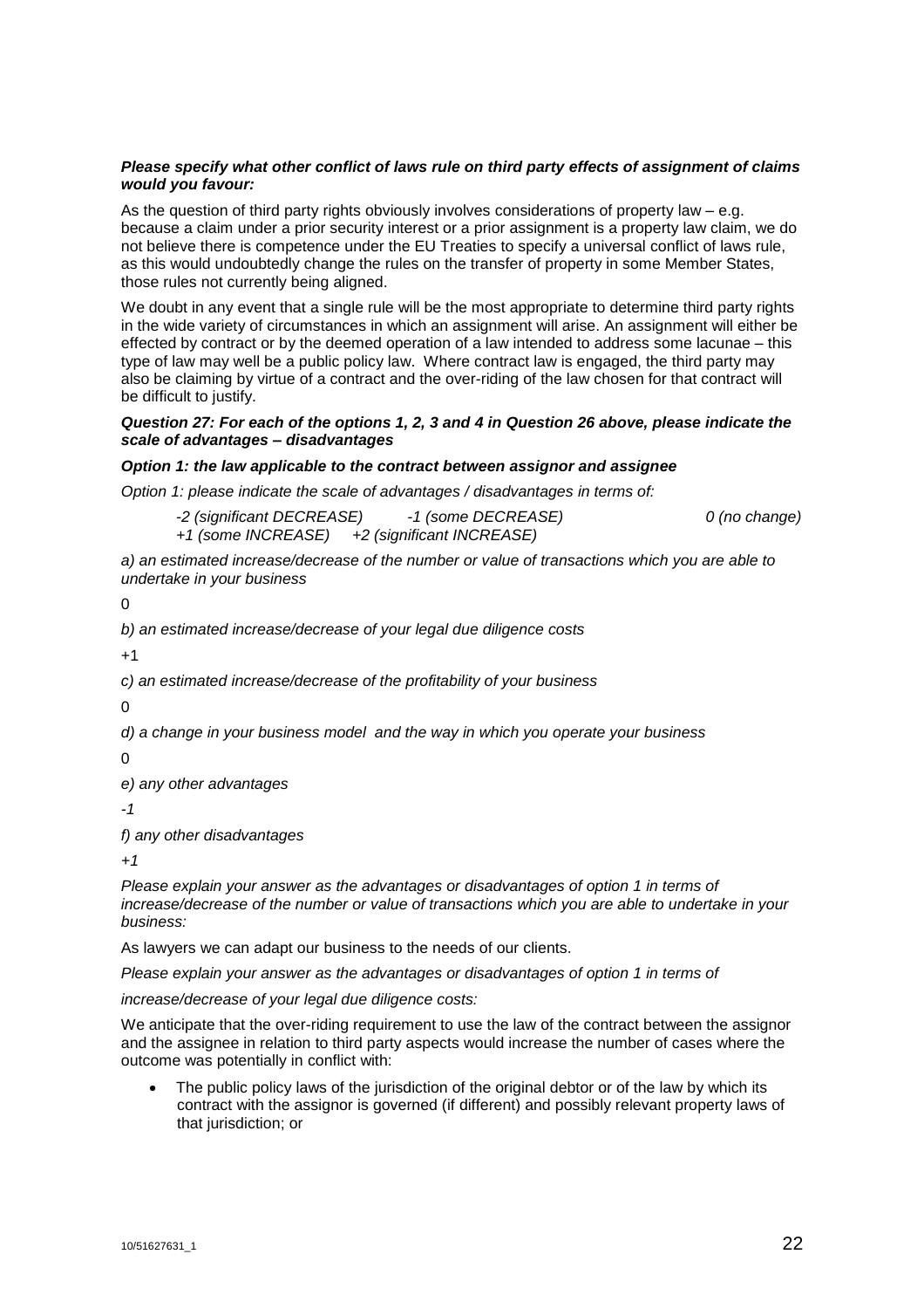***Please specify what other conflict of laws rule on third party effects of assignment of claims would you favour:***

As the question of third party rights obviously involves considerations of property law – e.g. because a claim under a prior security interest or a prior assignment is a property law claim, we do not believe there is competence under the EU Treaties to specify a universal conflict of laws rule, as this would undoubtedly change the rules on the transfer of property in some Member States, those rules not currently being aligned.

We doubt in any event that a single rule will be the most appropriate to determine third party rights in the wide variety of circumstances in which an assignment will arise. An assignment will either be effected by contract or by the deemed operation of a law intended to address some lacunae – this type of law may well be a public policy law. Where contract law is engaged, the third party may also be claiming by virtue of a contract and the over-riding of the law chosen for that contract will be difficult to justify.

***Question 27: For each of the options 1, 2, 3 and 4 in Question 26 above, please indicate the scale of advantages – disadvantages***

***Option 1: the law applicable to the contract between assignor and assignee***

*Option 1: please indicate the scale of advantages / disadvantages in terms of:*

*-2 (significant DECREASE) -1 (some DECREASE) 0 (no change) +1 (some INCREASE) +2 (significant INCREASE)*

*a) an estimated increase/decrease of the number or value of transactions which you are able to undertake in your business*

0

*b) an estimated increase/decrease of your legal due diligence costs*

+1

*c) an estimated increase/decrease of the profitability of your business*

0

*d) a change in your business model and the way in which you operate your business*

0

*e) any other advantages*

*-1*

*f) any other disadvantages*

*+1*

*Please explain your answer as the advantages or disadvantages of option 1 in terms of increase/decrease of the number or value of transactions which you are able to undertake in your business:*

As lawyers we can adapt our business to the needs of our clients.

*Please explain your answer as the advantages or disadvantages of option 1 in terms of*

*increase/decrease of your legal due diligence costs:*

We anticipate that the over-riding requirement to use the law of the contract between the assignor and the assignee in relation to third party aspects would increase the number of cases where the outcome was potentially in conflict with:

- The public policy laws of the jurisdiction of the original debtor or of the law by which its contract with the assignor is governed (if different) and possibly relevant property laws of that jurisdiction; or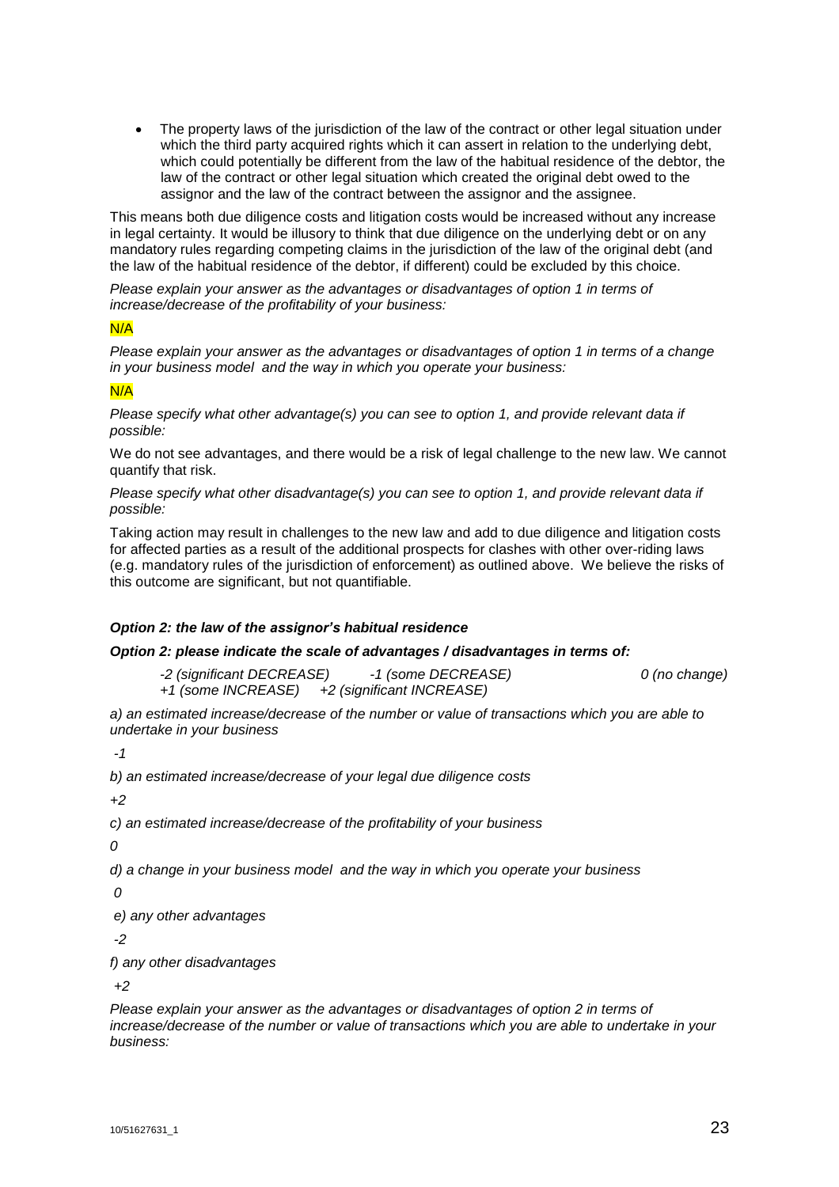- The property laws of the jurisdiction of the law of the contract or other legal situation under which the third party acquired rights which it can assert in relation to the underlying debt, which could potentially be different from the law of the habitual residence of the debtor, the law of the contract or other legal situation which created the original debt owed to the assignor and the law of the contract between the assignor and the assignee.

This means both due diligence costs and litigation costs would be increased without any increase in legal certainty. It would be illusory to think that due diligence on the underlying debt or on any mandatory rules regarding competing claims in the jurisdiction of the law of the original debt (and the law of the habitual residence of the debtor, if different) could be excluded by this choice.

*Please explain your answer as the advantages or disadvantages of option 1 in terms of increase/decrease of the profitability of your business:*

N/A

*Please explain your answer as the advantages or disadvantages of option 1 in terms of a change in your business model and the way in which you operate your business:*

N/A

*Please specify what other advantage(s) you can see to option 1, and provide relevant data if possible:*

We do not see advantages, and there would be a risk of legal challenge to the new law. We cannot quantify that risk.

*Please specify what other disadvantage(s) you can see to option 1, and provide relevant data if possible:*

Taking action may result in challenges to the new law and add to due diligence and litigation costs for affected parties as a result of the additional prospects for clashes with other over-riding laws (e.g. mandatory rules of the jurisdiction of enforcement) as outlined above. We believe the risks of this outcome are significant, but not quantifiable.

***Option 2: the law of the assignor's habitual residence***

***Option 2: please indicate the scale of advantages / disadvantages in terms of:***

*-2 (significant DECREASE) -1 (some DECREASE) 0 (no change) +1 (some INCREASE) +2 (significant INCREASE)*

*a) an estimated increase/decrease of the number or value of transactions which you are able to undertake in your business*

*-1*

*b) an estimated increase/decrease of your legal due diligence costs*

*+2*

*c) an estimated increase/decrease of the profitability of your business*

*0*

*d) a change in your business model and the way in which you operate your business*

*0*

*e) any other advantages*

*-2*

*f) any other disadvantages*

*+2*

*Please explain your answer as the advantages or disadvantages of option 2 in terms of increase/decrease of the number or value of transactions which you are able to undertake in your business:*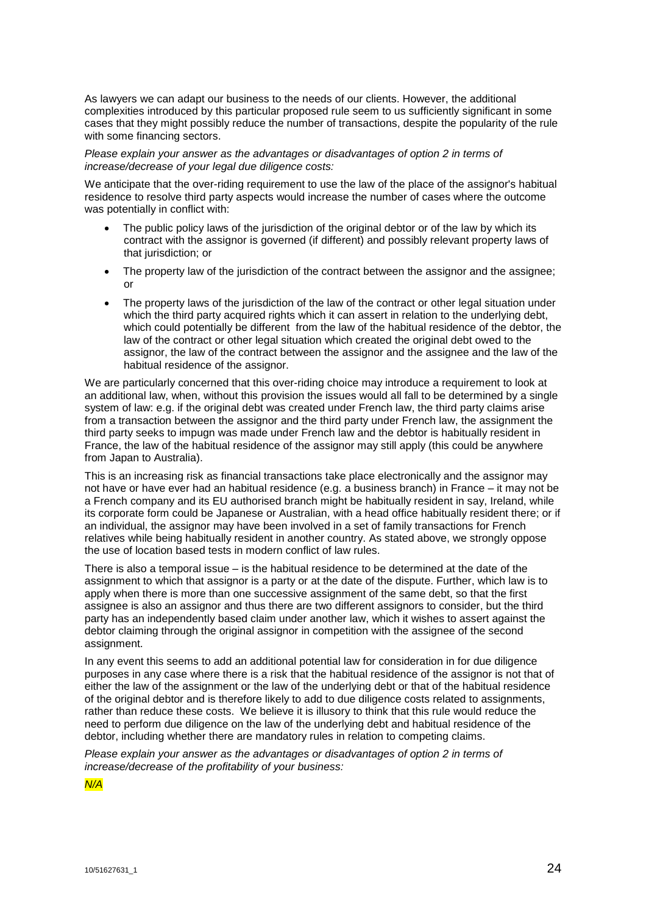As lawyers we can adapt our business to the needs of our clients. However, the additional complexities introduced by this particular proposed rule seem to us sufficiently significant in some cases that they might possibly reduce the number of transactions, despite the popularity of the rule with some financing sectors.

*Please explain your answer as the advantages or disadvantages of option 2 in terms of increase/decrease of your legal due diligence costs:*

We anticipate that the over-riding requirement to use the law of the place of the assignor's habitual residence to resolve third party aspects would increase the number of cases where the outcome was potentially in conflict with:

- The public policy laws of the jurisdiction of the original debtor or of the law by which its contract with the assignor is governed (if different) and possibly relevant property laws of that jurisdiction; or
- The property law of the jurisdiction of the contract between the assignor and the assignee; or
- The property laws of the jurisdiction of the law of the contract or other legal situation under which the third party acquired rights which it can assert in relation to the underlying debt, which could potentially be different from the law of the habitual residence of the debtor, the law of the contract or other legal situation which created the original debt owed to the assignor, the law of the contract between the assignor and the assignee and the law of the habitual residence of the assignor.

We are particularly concerned that this over-riding choice may introduce a requirement to look at an additional law, when, without this provision the issues would all fall to be determined by a single system of law: e.g. if the original debt was created under French law, the third party claims arise from a transaction between the assignor and the third party under French law, the assignment the third party seeks to impugn was made under French law and the debtor is habitually resident in France, the law of the habitual residence of the assignor may still apply (this could be anywhere from Japan to Australia).

This is an increasing risk as financial transactions take place electronically and the assignor may not have or have ever had an habitual residence (e.g. a business branch) in France – it may not be a French company and its EU authorised branch might be habitually resident in say, Ireland, while its corporate form could be Japanese or Australian, with a head office habitually resident there; or if an individual, the assignor may have been involved in a set of family transactions for French relatives while being habitually resident in another country. As stated above, we strongly oppose the use of location based tests in modern conflict of law rules.

There is also a temporal issue – is the habitual residence to be determined at the date of the assignment to which that assignor is a party or at the date of the dispute. Further, which law is to apply when there is more than one successive assignment of the same debt, so that the first assignee is also an assignor and thus there are two different assignors to consider, but the third party has an independently based claim under another law, which it wishes to assert against the debtor claiming through the original assignor in competition with the assignee of the second assignment.

In any event this seems to add an additional potential law for consideration in for due diligence purposes in any case where there is a risk that the habitual residence of the assignor is not that of either the law of the assignment or the law of the underlying debt or that of the habitual residence of the original debtor and is therefore likely to add to due diligence costs related to assignments, rather than reduce these costs. We believe it is illusory to think that this rule would reduce the need to perform due diligence on the law of the underlying debt and habitual residence of the debtor, including whether there are mandatory rules in relation to competing claims.

*Please explain your answer as the advantages or disadvantages of option 2 in terms of increase/decrease of the profitability of your business:*

*N/A*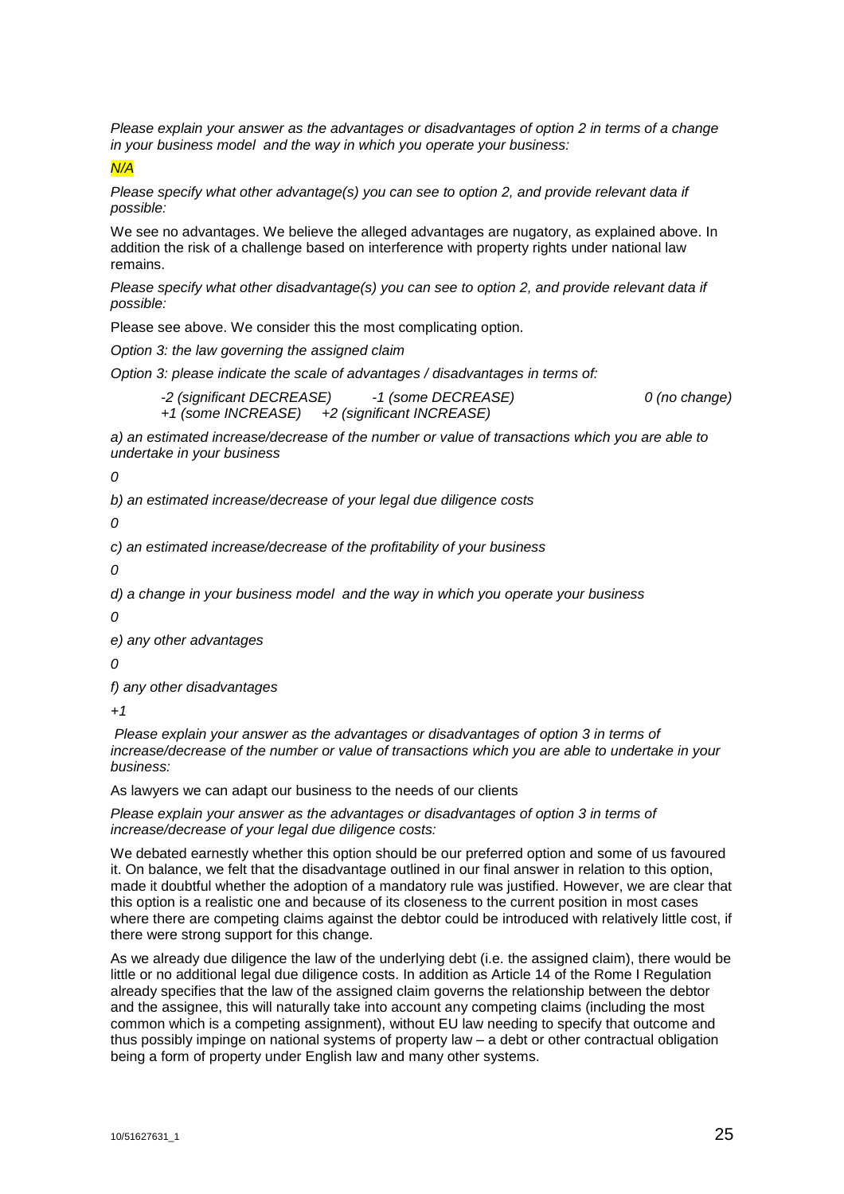*Please explain your answer as the advantages or disadvantages of option 2 in terms of a change in your business model and the way in which you operate your business:*

*N/A*

*Please specify what other advantage(s) you can see to option 2, and provide relevant data if possible:*

We see no advantages. We believe the alleged advantages are nugatory, as explained above. In addition the risk of a challenge based on interference with property rights under national law remains.

*Please specify what other disadvantage(s) you can see to option 2, and provide relevant data if possible:*

Please see above. We consider this the most complicating option.

*Option 3: the law governing the assigned claim*

*Option 3: please indicate the scale of advantages / disadvantages in terms of:*

*-2 (significant DECREASE) -1 (some DECREASE) 0 (no change) +1 (some INCREASE) +2 (significant INCREASE)*

*a) an estimated increase/decrease of the number or value of transactions which you are able to undertake in your business*

*0*

*b) an estimated increase/decrease of your legal due diligence costs*

*0*

*c) an estimated increase/decrease of the profitability of your business*

*0*

*d) a change in your business model and the way in which you operate your business*

*0*

*e) any other advantages*

*0*

*f) any other disadvantages*

*+1*

*Please explain your answer as the advantages or disadvantages of option 3 in terms of increase/decrease of the number or value of transactions which you are able to undertake in your business:*

As lawyers we can adapt our business to the needs of our clients

*Please explain your answer as the advantages or disadvantages of option 3 in terms of increase/decrease of your legal due diligence costs:*

We debated earnestly whether this option should be our preferred option and some of us favoured it. On balance, we felt that the disadvantage outlined in our final answer in relation to this option, made it doubtful whether the adoption of a mandatory rule was justified. However, we are clear that this option is a realistic one and because of its closeness to the current position in most cases where there are competing claims against the debtor could be introduced with relatively little cost, if there were strong support for this change.

As we already due diligence the law of the underlying debt (i.e. the assigned claim), there would be little or no additional legal due diligence costs. In addition as Article 14 of the Rome I Regulation already specifies that the law of the assigned claim governs the relationship between the debtor and the assignee, this will naturally take into account any competing claims (including the most common which is a competing assignment), without EU law needing to specify that outcome and thus possibly impinge on national systems of property law – a debt or other contractual obligation being a form of property under English law and many other systems.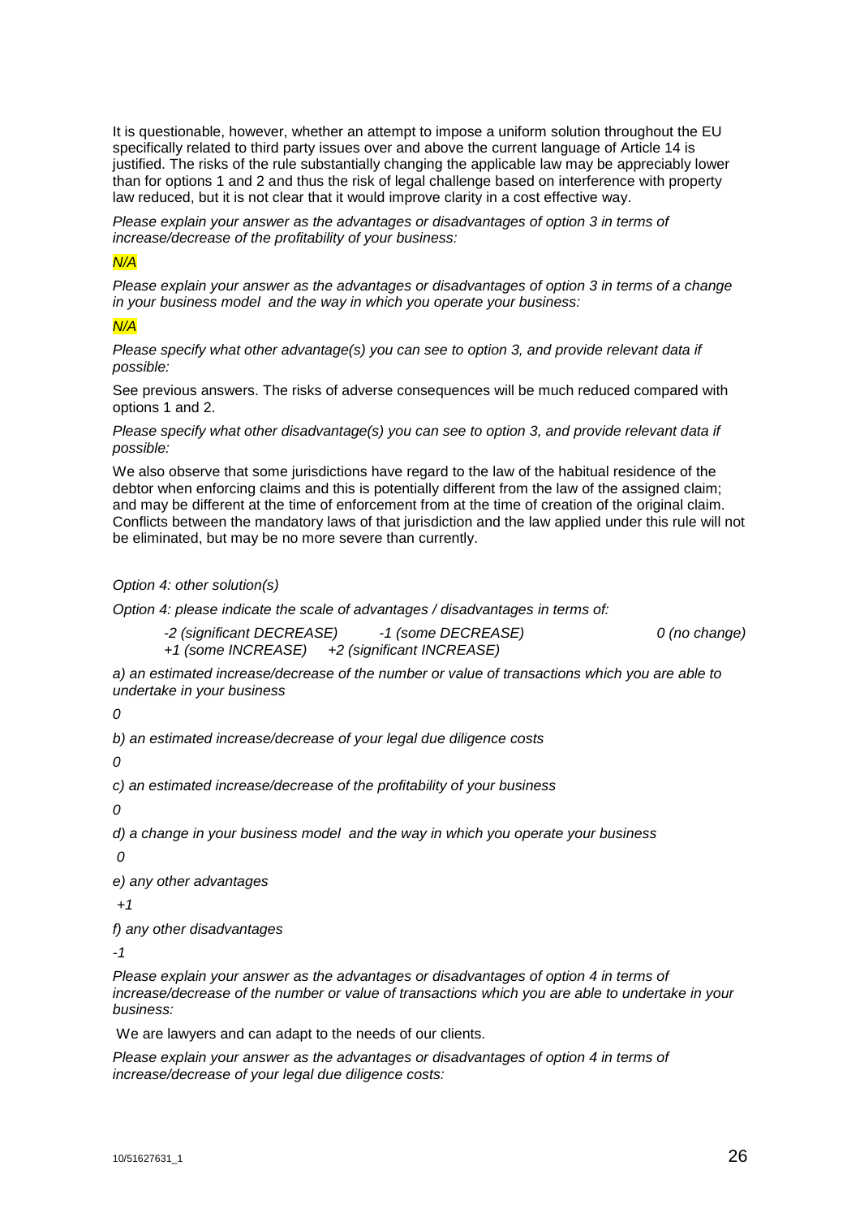It is questionable, however, whether an attempt to impose a uniform solution throughout the EU specifically related to third party issues over and above the current language of Article 14 is justified. The risks of the rule substantially changing the applicable law may be appreciably lower than for options 1 and 2 and thus the risk of legal challenge based on interference with property law reduced, but it is not clear that it would improve clarity in a cost effective way.

*Please explain your answer as the advantages or disadvantages of option 3 in terms of increase/decrease of the profitability of your business:*

*N/A*

*Please explain your answer as the advantages or disadvantages of option 3 in terms of a change in your business model and the way in which you operate your business:*

*N/A*

*Please specify what other advantage(s) you can see to option 3, and provide relevant data if possible:*

See previous answers. The risks of adverse consequences will be much reduced compared with options 1 and 2.

*Please specify what other disadvantage(s) you can see to option 3, and provide relevant data if possible:*

We also observe that some jurisdictions have regard to the law of the habitual residence of the debtor when enforcing claims and this is potentially different from the law of the assigned claim; and may be different at the time of enforcement from at the time of creation of the original claim. Conflicts between the mandatory laws of that jurisdiction and the law applied under this rule will not be eliminated, but may be no more severe than currently.

*Option 4: other solution(s)*

*Option 4: please indicate the scale of advantages / disadvantages in terms of:*

*-2 (significant DECREASE) -1 (some DECREASE) 0 (no change) +1 (some INCREASE) +2 (significant INCREASE)*

*a) an estimated increase/decrease of the number or value of transactions which you are able to undertake in your business*

*0*

*b) an estimated increase/decrease of your legal due diligence costs*

*0*

*c) an estimated increase/decrease of the profitability of your business*

*0*

*d) a change in your business model and the way in which you operate your business*

*0*

*e) any other advantages*

*+1*

*f) any other disadvantages*

*-1*

*Please explain your answer as the advantages or disadvantages of option 4 in terms of increase/decrease of the number or value of transactions which you are able to undertake in your business:*

We are lawyers and can adapt to the needs of our clients.

*Please explain your answer as the advantages or disadvantages of option 4 in terms of increase/decrease of your legal due diligence costs:*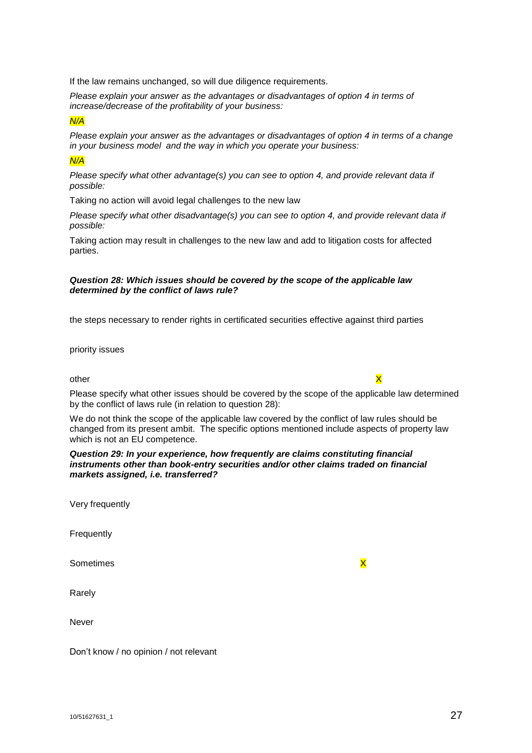If the law remains unchanged, so will due diligence requirements.

*Please explain your answer as the advantages or disadvantages of option 4 in terms of increase/decrease of the profitability of your business:*

*N/A*

*Please explain your answer as the advantages or disadvantages of option 4 in terms of a change in your business model and the way in which you operate your business:*

*N/A*

*Please specify what other advantage(s) you can see to option 4, and provide relevant data if possible:*

Taking no action will avoid legal challenges to the new law

*Please specify what other disadvantage(s) you can see to option 4, and provide relevant data if possible:*

Taking action may result in challenges to the new law and add to litigation costs for affected parties.

***Question 28: Which issues should be covered by the scope of the applicable law determined by the conflict of laws rule?***

| | |
|---|---|
| the steps necessary to render rights in certificated securities effective against third parties | |
| priority issues | |
| other | X |

Please specify what other issues should be covered by the scope of the applicable law determined by the conflict of laws rule (in relation to question 28):

We do not think the scope of the applicable law covered by the conflict of law rules should be changed from its present ambit. The specific options mentioned include aspects of property law which is not an EU competence.

***Question 29: In your experience, how frequently are claims constituting financial instruments other than book-entry securities and/or other claims traded on financial markets assigned, i.e. transferred?***

| | |
|---|---|
| Very frequently | |
| Frequently | |
| Sometimes | X |
| Rarely | |
| Never | |
| Don't know / no opinion / not relevant | |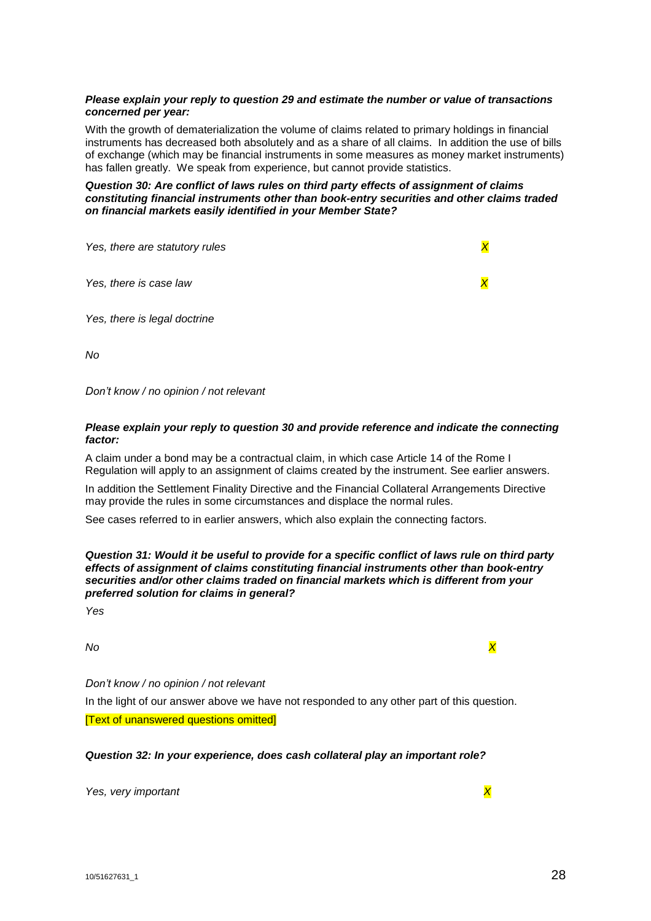***Please explain your reply to question 29 and estimate the number or value of transactions concerned per year:***

With the growth of dematerialization the volume of claims related to primary holdings in financial instruments has decreased both absolutely and as a share of all claims. In addition the use of bills of exchange (which may be financial instruments in some measures as money market instruments) has fallen greatly. We speak from experience, but cannot provide statistics.

***Question 30: Are conflict of laws rules on third party effects of assignment of claims constituting financial instruments other than book-entry securities and other claims traded on financial markets easily identified in your Member State?***

| | |
|---|---|
| *Yes, there are statutory rules* | *X* |
| *Yes, there is case law* | *X* |
| *Yes, there is legal doctrine* | |
| *No* | |
| *Don't know / no opinion / not relevant* | |

***Please explain your reply to question 30 and provide reference and indicate the connecting factor:***

A claim under a bond may be a contractual claim, in which case Article 14 of the Rome I Regulation will apply to an assignment of claims created by the instrument. See earlier answers.

In addition the Settlement Finality Directive and the Financial Collateral Arrangements Directive may provide the rules in some circumstances and displace the normal rules.

See cases referred to in earlier answers, which also explain the connecting factors.

***Question 31: Would it be useful to provide for a specific conflict of laws rule on third party effects of assignment of claims constituting financial instruments other than book-entry securities and/or other claims traded on financial markets which is different from your preferred solution for claims in general?***

| | |
|---|---|
| *Yes* | |
| *No* | *X* |
| *Don't know / no opinion / not relevant* | |

In the light of our answer above we have not responded to any other part of this question.

[Text of unanswered questions omitted]

***Question 32: In your experience, does cash collateral play an important role?***

| | |
|---|---|
| *Yes, very important* | *X* |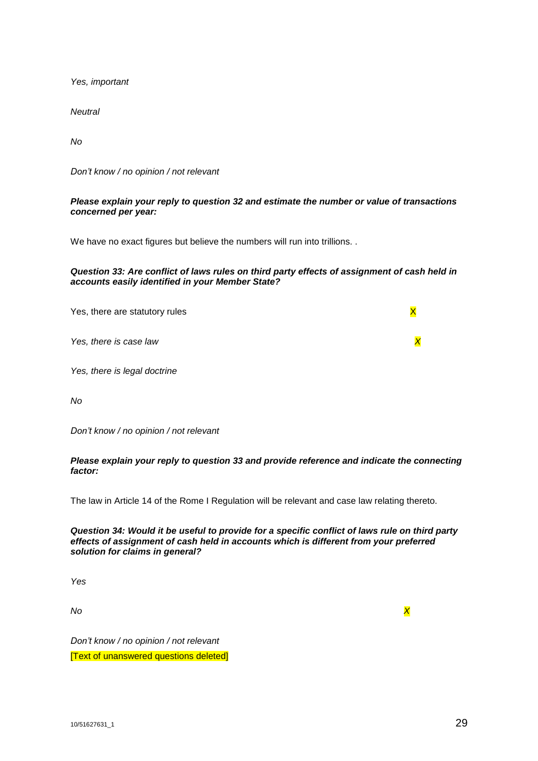*Yes, important*

*Neutral*

*No*

*Don't know / no opinion / not relevant*

***Please explain your reply to question 32 and estimate the number or value of transactions concerned per year:***

We have no exact figures but believe the numbers will run into trillions. .

***Question 33: Are conflict of laws rules on third party effects of assignment of cash held in accounts easily identified in your Member State?***

Yes, there are statutory rules X

*Yes, there is case law X*

*Yes, there is legal doctrine*

*No*

*Don't know / no opinion / not relevant*

***Please explain your reply to question 33 and provide reference and indicate the connecting factor:***

The law in Article 14 of the Rome I Regulation will be relevant and case law relating thereto.

***Question 34: Would it be useful to provide for a specific conflict of laws rule on third party effects of assignment of cash held in accounts which is different from your preferred solution for claims in general?***

*Yes*

*No X*

*Don't know / no opinion / not relevant*

[Text of unanswered questions deleted]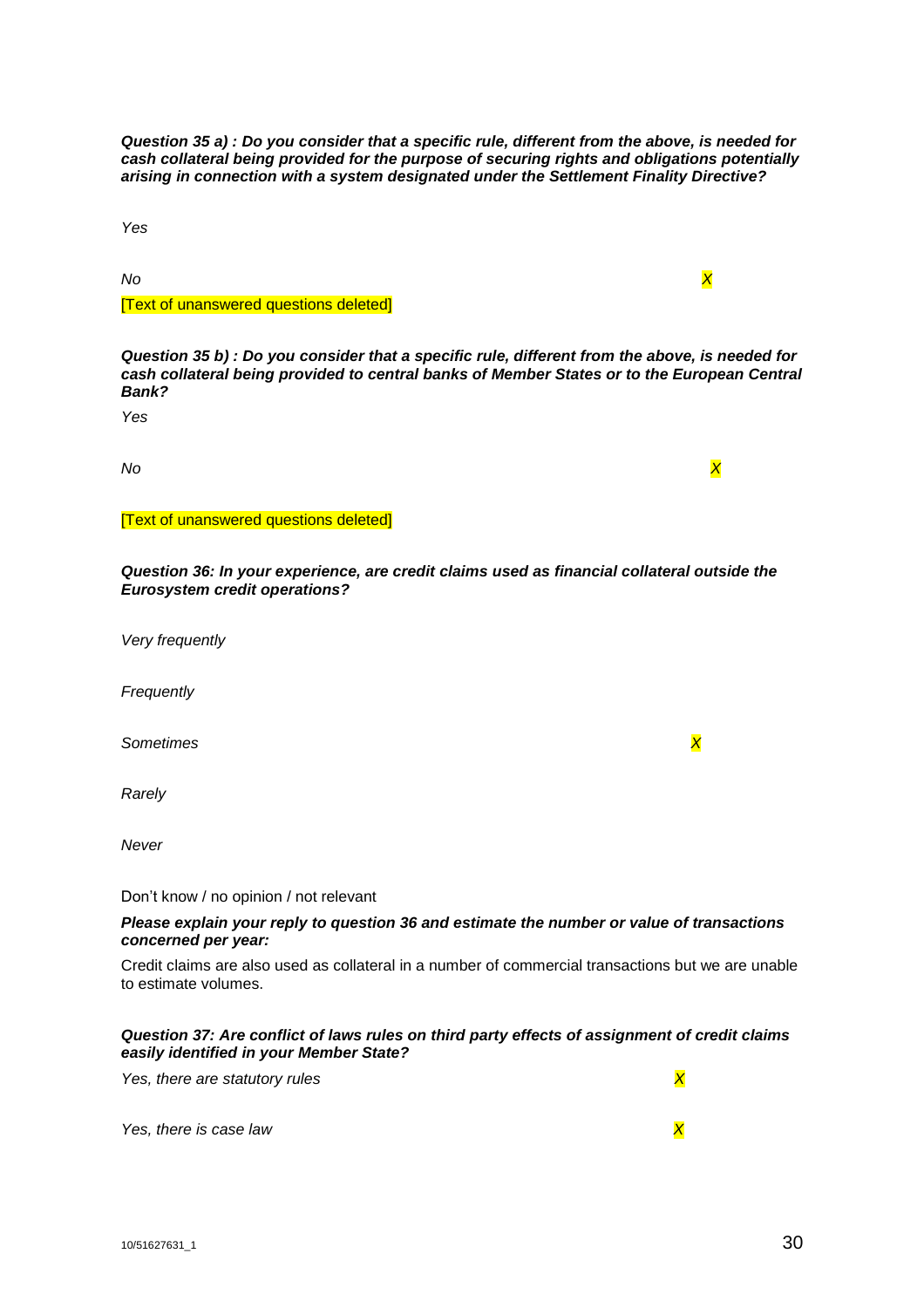***Question 35 a) : Do you consider that a specific rule, different from the above, is needed for cash collateral being provided for the purpose of securing rights and obligations potentially arising in connection with a system designated under the Settlement Finality Directive?***

*Yes*

*No* *X*

[Text of unanswered questions deleted]

***Question 35 b) : Do you consider that a specific rule, different from the above, is needed for cash collateral being provided to central banks of Member States or to the European Central Bank?***

*Yes*

*No* *X*

[Text of unanswered questions deleted]

***Question 36: In your experience, are credit claims used as financial collateral outside the Eurosystem credit operations?***

*Very frequently*

*Frequently*

*Sometimes* *X*

*Rarely*

*Never*

Don't know / no opinion / not relevant

***Please explain your reply to question 36 and estimate the number or value of transactions concerned per year:***

Credit claims are also used as collateral in a number of commercial transactions but we are unable to estimate volumes.

***Question 37: Are conflict of laws rules on third party effects of assignment of credit claims easily identified in your Member State?***

*Yes, there are statutory rules* *X*

*Yes, there is case law* *X*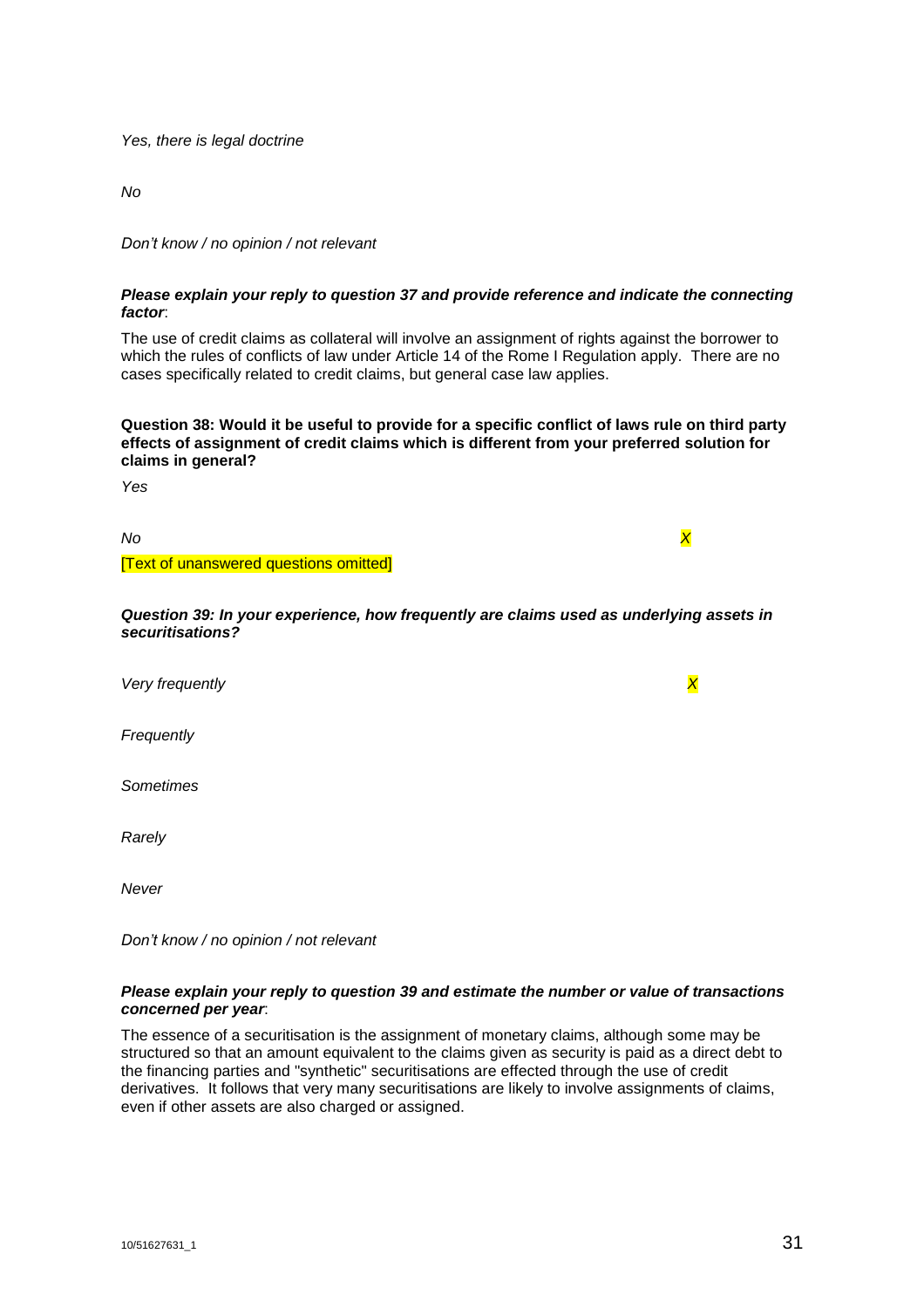*Yes, there is legal doctrine*

*No*

*Don't know / no opinion / not relevant*

***Please explain your reply to question 37 and provide reference and indicate the connecting factor***:

The use of credit claims as collateral will involve an assignment of rights against the borrower to which the rules of conflicts of law under Article 14 of the Rome I Regulation apply. There are no cases specifically related to credit claims, but general case law applies.

**Question 38: Would it be useful to provide for a specific conflict of laws rule on third party effects of assignment of credit claims which is different from your preferred solution for claims in general?**

*Yes*

*No* *X*

[Text of unanswered questions omitted]

***Question 39: In your experience, how frequently are claims used as underlying assets in securitisations?***

*Very frequently* *X*

*Frequently*

*Sometimes*

*Rarely*

*Never*

*Don't know / no opinion / not relevant*

***Please explain your reply to question 39 and estimate the number or value of transactions concerned per year***:

The essence of a securitisation is the assignment of monetary claims, although some may be structured so that an amount equivalent to the claims given as security is paid as a direct debt to the financing parties and "synthetic" securitisations are effected through the use of credit derivatives. It follows that very many securitisations are likely to involve assignments of claims, even if other assets are also charged or assigned.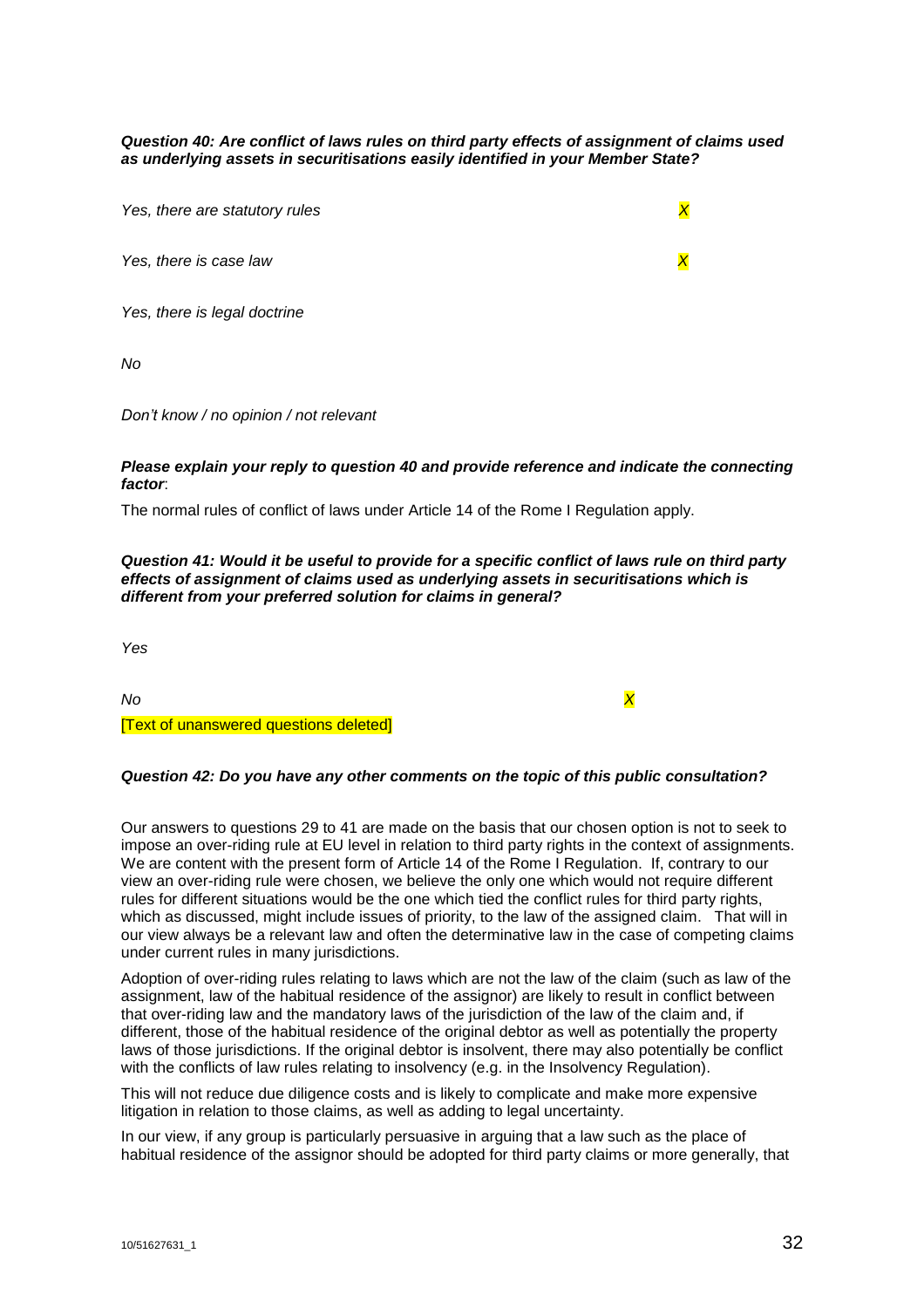***Question 40: Are conflict of laws rules on third party effects of assignment of claims used as underlying assets in securitisations easily identified in your Member State?***

| | |
|---|---|
| *Yes, there are statutory rules* | *X* |
| *Yes, there is case law* | *X* |
| *Yes, there is legal doctrine* | |
| *No* | |
| *Don't know / no opinion / not relevant* | |

***Please explain your reply to question 40 and provide reference and indicate the connecting factor***:

The normal rules of conflict of laws under Article 14 of the Rome I Regulation apply.

***Question 41: Would it be useful to provide for a specific conflict of laws rule on third party effects of assignment of claims used as underlying assets in securitisations which is different from your preferred solution for claims in general?***

| | |
|---|---|
| *Yes* | |
| *No* | *X* |

[Text of unanswered questions deleted]

***Question 42: Do you have any other comments on the topic of this public consultation?***

Our answers to questions 29 to 41 are made on the basis that our chosen option is not to seek to impose an over-riding rule at EU level in relation to third party rights in the context of assignments. We are content with the present form of Article 14 of the Rome I Regulation. If, contrary to our view an over-riding rule were chosen, we believe the only one which would not require different rules for different situations would be the one which tied the conflict rules for third party rights, which as discussed, might include issues of priority, to the law of the assigned claim. That will in our view always be a relevant law and often the determinative law in the case of competing claims under current rules in many jurisdictions.

Adoption of over-riding rules relating to laws which are not the law of the claim (such as law of the assignment, law of the habitual residence of the assignor) are likely to result in conflict between that over-riding law and the mandatory laws of the jurisdiction of the law of the claim and, if different, those of the habitual residence of the original debtor as well as potentially the property laws of those jurisdictions. If the original debtor is insolvent, there may also potentially be conflict with the conflicts of law rules relating to insolvency (e.g. in the Insolvency Regulation).

This will not reduce due diligence costs and is likely to complicate and make more expensive litigation in relation to those claims, as well as adding to legal uncertainty.

In our view, if any group is particularly persuasive in arguing that a law such as the place of habitual residence of the assignor should be adopted for third party claims or more generally, that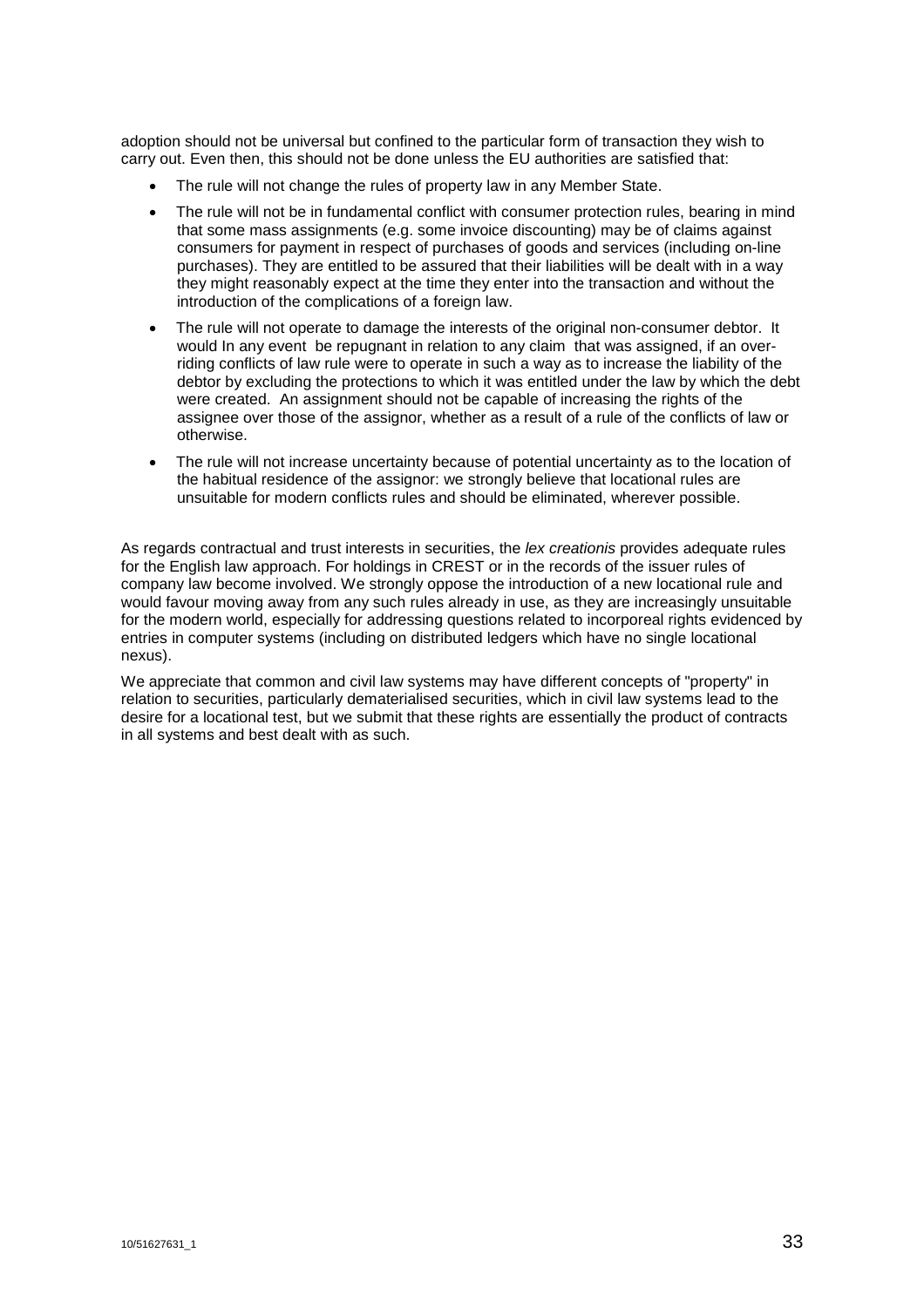adoption should not be universal but confined to the particular form of transaction they wish to carry out. Even then, this should not be done unless the EU authorities are satisfied that:

- The rule will not change the rules of property law in any Member State.
- The rule will not be in fundamental conflict with consumer protection rules, bearing in mind that some mass assignments (e.g. some invoice discounting) may be of claims against consumers for payment in respect of purchases of goods and services (including on-line purchases). They are entitled to be assured that their liabilities will be dealt with in a way they might reasonably expect at the time they enter into the transaction and without the introduction of the complications of a foreign law.
- The rule will not operate to damage the interests of the original non-consumer debtor. It would In any event be repugnant in relation to any claim that was assigned, if an over-riding conflicts of law rule were to operate in such a way as to increase the liability of the debtor by excluding the protections to which it was entitled under the law by which the debt were created. An assignment should not be capable of increasing the rights of the assignee over those of the assignor, whether as a result of a rule of the conflicts of law or otherwise.
- The rule will not increase uncertainty because of potential uncertainty as to the location of the habitual residence of the assignor: we strongly believe that locational rules are unsuitable for modern conflicts rules and should be eliminated, wherever possible.

As regards contractual and trust interests in securities, the *lex creationis* provides adequate rules for the English law approach. For holdings in CREST or in the records of the issuer rules of company law become involved. We strongly oppose the introduction of a new locational rule and would favour moving away from any such rules already in use, as they are increasingly unsuitable for the modern world, especially for addressing questions related to incorporeal rights evidenced by entries in computer systems (including on distributed ledgers which have no single locational nexus).

We appreciate that common and civil law systems may have different concepts of "property" in relation to securities, particularly dematerialised securities, which in civil law systems lead to the desire for a locational test, but we submit that these rights are essentially the product of contracts in all systems and best dealt with as such.